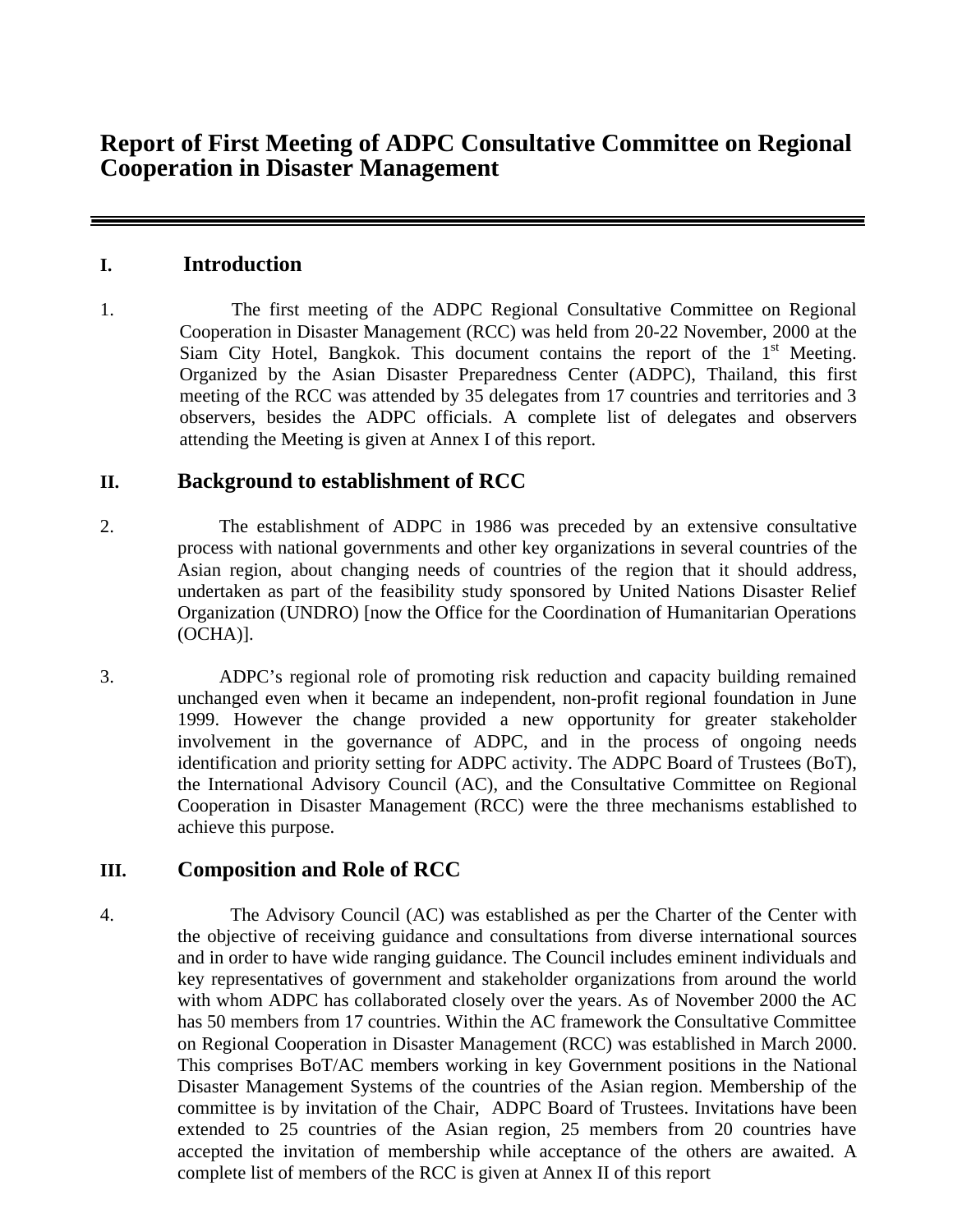# Report of First Meeting of ADPC Consultative Committee on Regional Cooperation in Disaster Management

## I. Introduction

1. The first meeting of the ADPC Regional Consultative Committee on Regional Cooperation in Disaster Management (RCC) was held from 20-22 November, 2000 at the Siam City Hotel, Bangkok. This document contains the report of the 1st Meeting. Organized by the Asian Disaster Preparedness Center (ADPC), Thailand, this first meeting of the RCC was attended by 35 delegates from 17 countries and territories and 3 observers, besides the ADPC officials. A complete list of delegates and observers attending the Meeting is given at Annex I of this report.

## II. Background to establishment of RCC

2. The establishment of ADPC in 1986 was preceded by an extensive consultative process with national governments and other key organizations in several countries of the Asian region, about changing needs of countries of the region that it should address, undertaken as part of the feasibility study sponsored by United Nations Disaster Relief Organization (UNDRO) [now the Office for the Coordination of Humanitarian Operations (OCHA)].

3. ADPC's regional role of promoting risk reduction and capacity building remained unchanged even when it became an independent, non-profit regional foundation in June 1999. However the change provided a new opportunity for greater stakeholder involvement in the governance of ADPC, and in the process of ongoing needs identification and priority setting for ADPC activity. The ADPC Board of Trustees (BoT), the International Advisory Council (AC), and the Consultative Committee on Regional Cooperation in Disaster Management (RCC) were the three mechanisms established to achieve this purpose.

## III. Composition and Role of RCC

4. The Advisory Council (AC) was established as per the Charter of the Center with the objective of receiving guidance and consultations from diverse international sources and in order to have wide ranging guidance. The Council includes eminent individuals and key representatives of government and stakeholder organizations from around the world with whom ADPC has collaborated closely over the years. As of November 2000 the AC has 50 members from 17 countries. Within the AC framework the Consultative Committee on Regional Cooperation in Disaster Management (RCC) was established in March 2000. This comprises BoT/AC members working in key Government positions in the National Disaster Management Systems of the countries of the Asian region. Membership of the committee is by invitation of the Chair, ADPC Board of Trustees. Invitations have been extended to 25 countries of the Asian region, 25 members from 20 countries have accepted the invitation of membership while acceptance of the others are awaited. A complete list of members of the RCC is given at Annex II of this report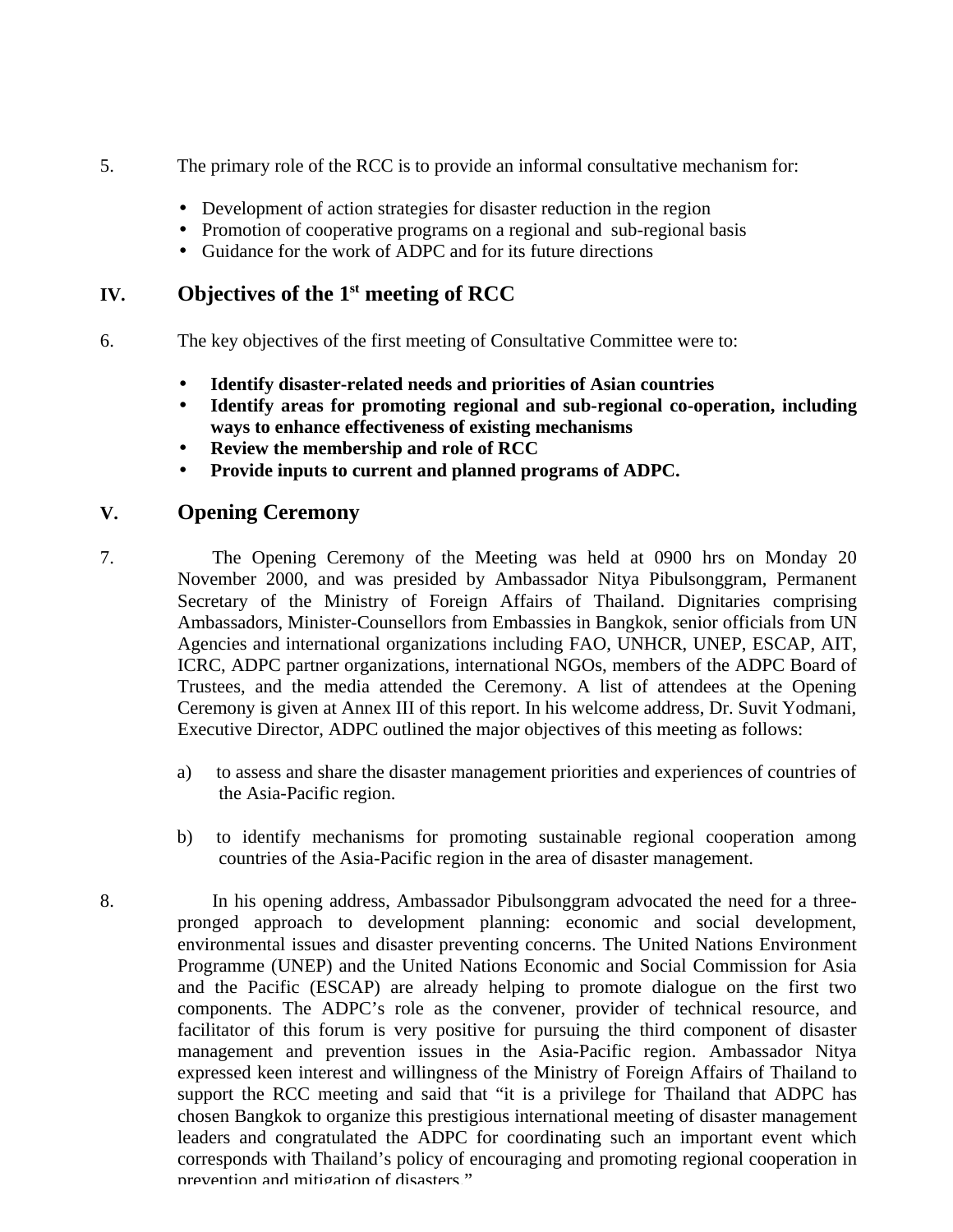5. The primary role of the RCC is to provide an informal consultative mechanism for:

- Development of action strategies for disaster reduction in the region
- Promotion of cooperative programs on a regional and sub-regional basis
- Guidance for the work of ADPC and for its future directions

## IV. Objectives of the 1st meeting of RCC

6. The key objectives of the first meeting of Consultative Committee were to:

- **Identify disaster-related needs and priorities of Asian countries**
- **Identify areas for promoting regional and sub-regional co-operation, including ways to enhance effectiveness of existing mechanisms**
- **Review the membership and role of RCC**
- **Provide inputs to current and planned programs of ADPC.**

## V. Opening Ceremony

7. The Opening Ceremony of the Meeting was held at 0900 hrs on Monday 20 November 2000, and was presided by Ambassador Nitya Pibulsonggram, Permanent Secretary of the Ministry of Foreign Affairs of Thailand. Dignitaries comprising Ambassadors, Minister-Counsellors from Embassies in Bangkok, senior officials from UN Agencies and international organizations including FAO, UNHCR, UNEP, ESCAP, AIT, ICRC, ADPC partner organizations, international NGOs, members of the ADPC Board of Trustees, and the media attended the Ceremony. A list of attendees at the Opening Ceremony is given at Annex III of this report. In his welcome address, Dr. Suvit Yodmani, Executive Director, ADPC outlined the major objectives of this meeting as follows:

a) to assess and share the disaster management priorities and experiences of countries of the Asia-Pacific region.

b) to identify mechanisms for promoting sustainable regional cooperation among countries of the Asia-Pacific region in the area of disaster management.

8. In his opening address, Ambassador Pibulsonggram advocated the need for a three-pronged approach to development planning: economic and social development, environmental issues and disaster preventing concerns. The United Nations Environment Programme (UNEP) and the United Nations Economic and Social Commission for Asia and the Pacific (ESCAP) are already helping to promote dialogue on the first two components. The ADPC's role as the convener, provider of technical resource, and facilitator of this forum is very positive for pursuing the third component of disaster management and prevention issues in the Asia-Pacific region. Ambassador Nitya expressed keen interest and willingness of the Ministry of Foreign Affairs of Thailand to support the RCC meeting and said that "it is a privilege for Thailand that ADPC has chosen Bangkok to organize this prestigious international meeting of disaster management leaders and congratulated the ADPC for coordinating such an important event which corresponds with Thailand's policy of encouraging and promoting regional cooperation in prevention and mitigation of disasters."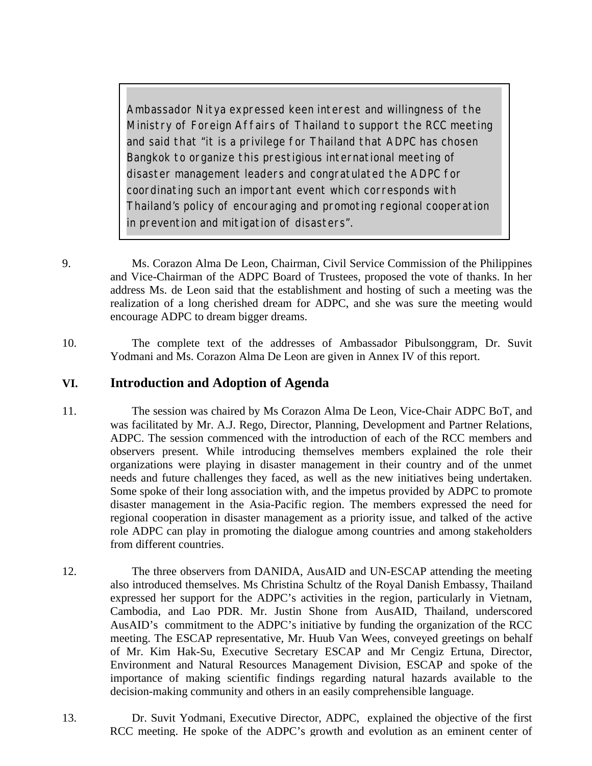> Ambassador Nitya expressed keen interest and willingness of the Ministry of Foreign Affairs of Thailand to support the RCC meeting and said that "it is a privilege for Thailand that ADPC has chosen Bangkok to organize this prestigious international meeting of disaster management leaders and congratulated the ADPC for coordinating such an important event which corresponds with Thailand's policy of encouraging and promoting regional cooperation in prevention and mitigation of disasters".

9. Ms. Corazon Alma De Leon, Chairman, Civil Service Commission of the Philippines and Vice-Chairman of the ADPC Board of Trustees, proposed the vote of thanks. In her address Ms. de Leon said that the establishment and hosting of such a meeting was the realization of a long cherished dream for ADPC, and she was sure the meeting would encourage ADPC to dream bigger dreams.

10. The complete text of the addresses of Ambassador Pibulsonggram, Dr. Suvit Yodmani and Ms. Corazon Alma De Leon are given in Annex IV of this report.

## VI. Introduction and Adoption of Agenda

11. The session was chaired by Ms Corazon Alma De Leon, Vice-Chair ADPC BoT, and was facilitated by Mr. A.J. Rego, Director, Planning, Development and Partner Relations, ADPC. The session commenced with the introduction of each of the RCC members and observers present. While introducing themselves members explained the role their organizations were playing in disaster management in their country and of the unmet needs and future challenges they faced, as well as the new initiatives being undertaken. Some spoke of their long association with, and the impetus provided by ADPC to promote disaster management in the Asia-Pacific region. The members expressed the need for regional cooperation in disaster management as a priority issue, and talked of the active role ADPC can play in promoting the dialogue among countries and among stakeholders from different countries.

12. The three observers from DANIDA, AusAID and UN-ESCAP attending the meeting also introduced themselves. Ms Christina Schultz of the Royal Danish Embassy, Thailand expressed her support for the ADPC's activities in the region, particularly in Vietnam, Cambodia, and Lao PDR. Mr. Justin Shone from AusAID, Thailand, underscored AusAID's commitment to the ADPC's initiative by funding the organization of the RCC meeting. The ESCAP representative, Mr. Huub Van Wees, conveyed greetings on behalf of Mr. Kim Hak-Su, Executive Secretary ESCAP and Mr Cengiz Ertuna, Director, Environment and Natural Resources Management Division, ESCAP and spoke of the importance of making scientific findings regarding natural hazards available to the decision-making community and others in an easily comprehensible language.

13. Dr. Suvit Yodmani, Executive Director, ADPC, explained the objective of the first RCC meeting. He spoke of the ADPC's growth and evolution as an eminent center of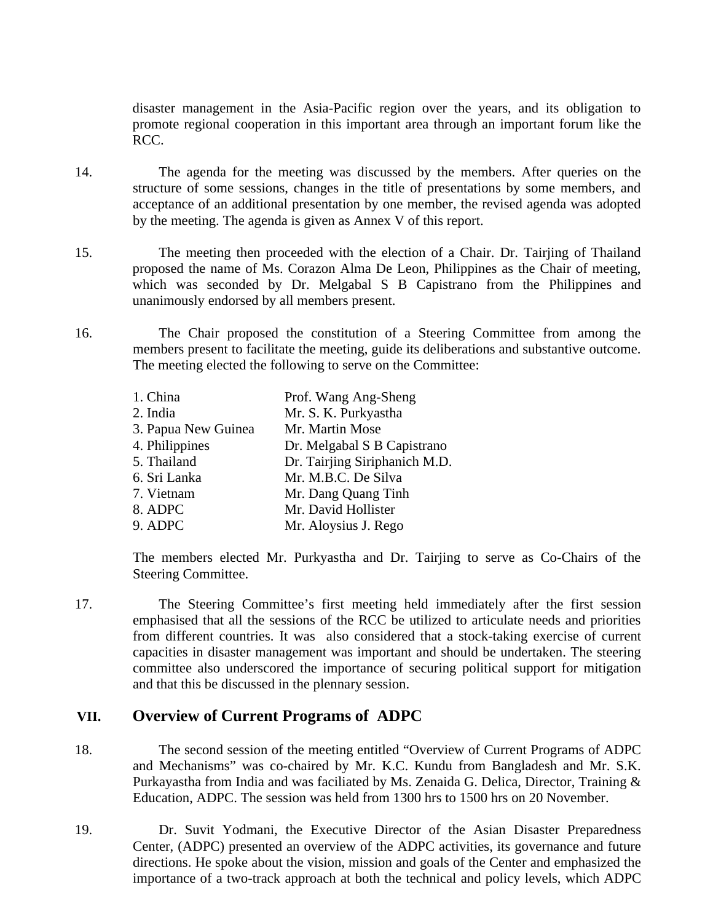disaster management in the Asia-Pacific region over the years, and its obligation to promote regional cooperation in this important area through an important forum like the RCC.

14. The agenda for the meeting was discussed by the members. After queries on the structure of some sessions, changes in the title of presentations by some members, and acceptance of an additional presentation by one member, the revised agenda was adopted by the meeting. The agenda is given as Annex V of this report.

15. The meeting then proceeded with the election of a Chair. Dr. Tairjing of Thailand proposed the name of Ms. Corazon Alma De Leon, Philippines as the Chair of meeting, which was seconded by Dr. Melgabal S B Capistrano from the Philippines and unanimously endorsed by all members present.

16. The Chair proposed the constitution of a Steering Committee from among the members present to facilitate the meeting, guide its deliberations and substantive outcome. The meeting elected the following to serve on the Committee:

| | |
|---|---|
| 1. China | Prof. Wang Ang-Sheng |
| 2. India | Mr. S. K. Purkyastha |
| 3. Papua New Guinea | Mr. Martin Mose |
| 4. Philippines | Dr. Melgabal S B Capistrano |
| 5. Thailand | Dr. Tairjing Siriphanich M.D. |
| 6. Sri Lanka | Mr. M.B.C. De Silva |
| 7. Vietnam | Mr. Dang Quang Tinh |
| 8. ADPC | Mr. David Hollister |
| 9. ADPC | Mr. Aloysius J. Rego |

The members elected Mr. Purkyastha and Dr. Tairjing to serve as Co-Chairs of the Steering Committee.

17. The Steering Committee's first meeting held immediately after the first session emphasised that all the sessions of the RCC be utilized to articulate needs and priorities from different countries. It was also considered that a stock-taking exercise of current capacities in disaster management was important and should be undertaken. The steering committee also underscored the importance of securing political support for mitigation and that this be discussed in the plennary session.

## VII. Overview of Current Programs of ADPC

18. The second session of the meeting entitled "Overview of Current Programs of ADPC and Mechanisms" was co-chaired by Mr. K.C. Kundu from Bangladesh and Mr. S.K. Purkayastha from India and was faciliated by Ms. Zenaida G. Delica, Director, Training & Education, ADPC. The session was held from 1300 hrs to 1500 hrs on 20 November.

19. Dr. Suvit Yodmani, the Executive Director of the Asian Disaster Preparedness Center, (ADPC) presented an overview of the ADPC activities, its governance and future directions. He spoke about the vision, mission and goals of the Center and emphasized the importance of a two-track approach at both the technical and policy levels, which ADPC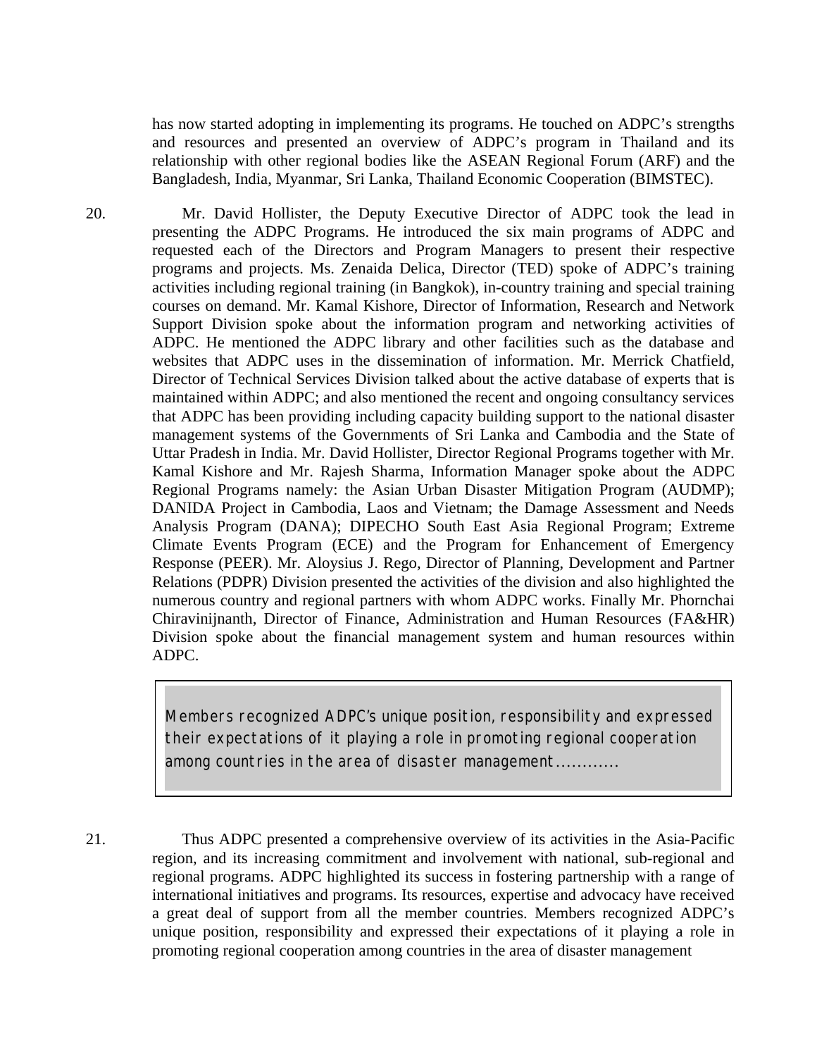has now started adopting in implementing its programs. He touched on ADPC's strengths and resources and presented an overview of ADPC's program in Thailand and its relationship with other regional bodies like the ASEAN Regional Forum (ARF) and the Bangladesh, India, Myanmar, Sri Lanka, Thailand Economic Cooperation (BIMSTEC).

20. Mr. David Hollister, the Deputy Executive Director of ADPC took the lead in presenting the ADPC Programs. He introduced the six main programs of ADPC and requested each of the Directors and Program Managers to present their respective programs and projects. Ms. Zenaida Delica, Director (TED) spoke of ADPC's training activities including regional training (in Bangkok), in-country training and special training courses on demand. Mr. Kamal Kishore, Director of Information, Research and Network Support Division spoke about the information program and networking activities of ADPC. He mentioned the ADPC library and other facilities such as the database and websites that ADPC uses in the dissemination of information. Mr. Merrick Chatfield, Director of Technical Services Division talked about the active database of experts that is maintained within ADPC; and also mentioned the recent and ongoing consultancy services that ADPC has been providing including capacity building support to the national disaster management systems of the Governments of Sri Lanka and Cambodia and the State of Uttar Pradesh in India. Mr. David Hollister, Director Regional Programs together with Mr. Kamal Kishore and Mr. Rajesh Sharma, Information Manager spoke about the ADPC Regional Programs namely: the Asian Urban Disaster Mitigation Program (AUDMP); DANIDA Project in Cambodia, Laos and Vietnam; the Damage Assessment and Needs Analysis Program (DANA); DIPECHO South East Asia Regional Program; Extreme Climate Events Program (ECE) and the Program for Enhancement of Emergency Response (PEER). Mr. Aloysius J. Rego, Director of Planning, Development and Partner Relations (PDPR) Division presented the activities of the division and also highlighted the numerous country and regional partners with whom ADPC works. Finally Mr. Phornchai Chiravinijnanth, Director of Finance, Administration and Human Resources (FA&HR) Division spoke about the financial management system and human resources within ADPC.

> Members recognized ADPC's unique position, responsibility and expressed their expectations of it playing a role in promoting regional cooperation among countries in the area of disaster management............

21. Thus ADPC presented a comprehensive overview of its activities in the Asia-Pacific region, and its increasing commitment and involvement with national, sub-regional and regional programs. ADPC highlighted its success in fostering partnership with a range of international initiatives and programs. Its resources, expertise and advocacy have received a great deal of support from all the member countries. Members recognized ADPC's unique position, responsibility and expressed their expectations of it playing a role in promoting regional cooperation among countries in the area of disaster management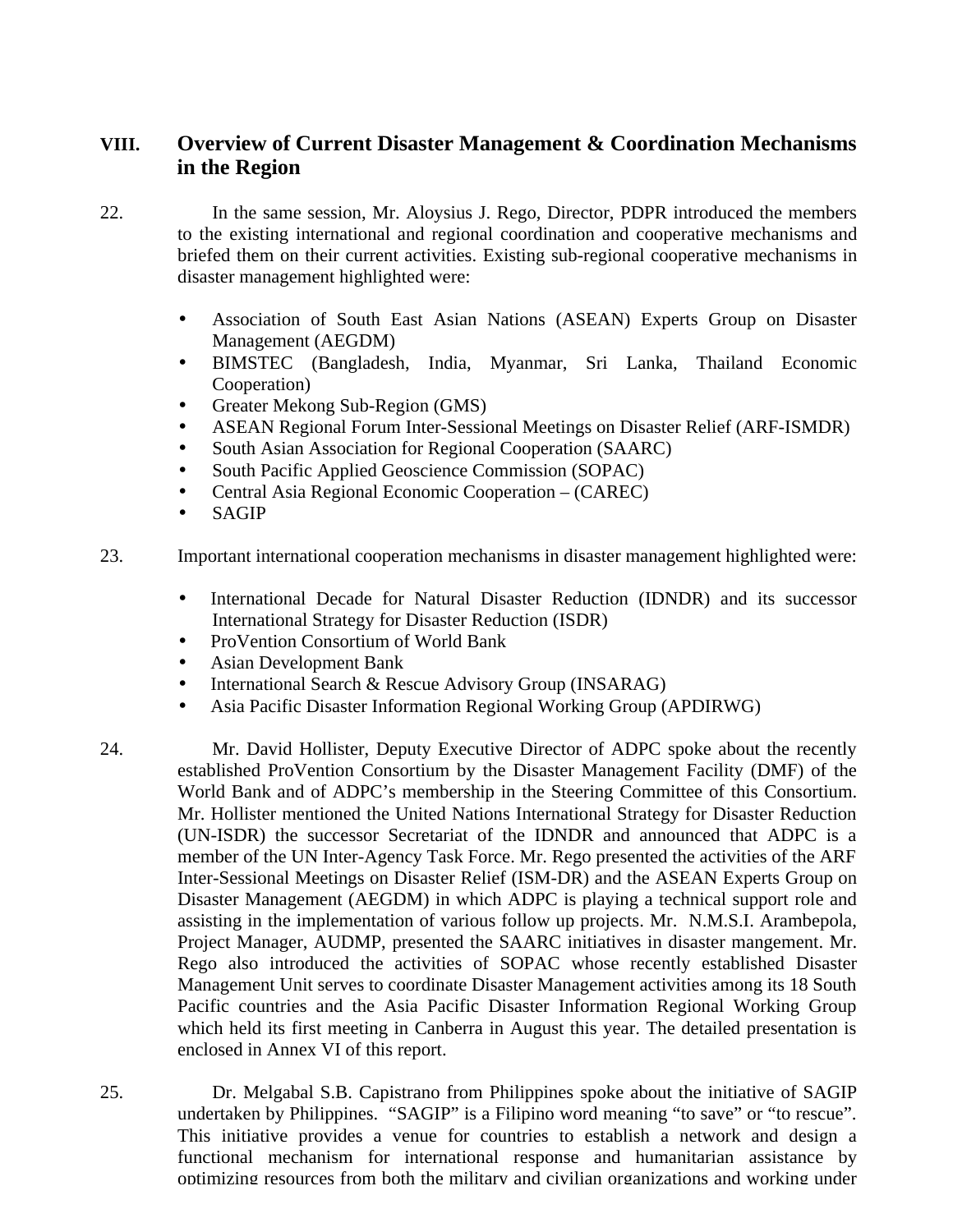## VIII. Overview of Current Disaster Management & Coordination Mechanisms in the Region

22. In the same session, Mr. Aloysius J. Rego, Director, PDPR introduced the members to the existing international and regional coordination and cooperative mechanisms and briefed them on their current activities. Existing sub-regional cooperative mechanisms in disaster management highlighted were:

- Association of South East Asian Nations (ASEAN) Experts Group on Disaster Management (AEGDM)
- BIMSTEC (Bangladesh, India, Myanmar, Sri Lanka, Thailand Economic Cooperation)
- Greater Mekong Sub-Region (GMS)
- ASEAN Regional Forum Inter-Sessional Meetings on Disaster Relief (ARF-ISMDR)
- South Asian Association for Regional Cooperation (SAARC)
- South Pacific Applied Geoscience Commission (SOPAC)
- Central Asia Regional Economic Cooperation – (CAREC)
- SAGIP

23. Important international cooperation mechanisms in disaster management highlighted were:

- International Decade for Natural Disaster Reduction (IDNDR) and its successor International Strategy for Disaster Reduction (ISDR)
- ProVention Consortium of World Bank
- Asian Development Bank
- International Search & Rescue Advisory Group (INSARAG)
- Asia Pacific Disaster Information Regional Working Group (APDIRWG)

24. Mr. David Hollister, Deputy Executive Director of ADPC spoke about the recently established ProVention Consortium by the Disaster Management Facility (DMF) of the World Bank and of ADPC's membership in the Steering Committee of this Consortium. Mr. Hollister mentioned the United Nations International Strategy for Disaster Reduction (UN-ISDR) the successor Secretariat of the IDNDR and announced that ADPC is a member of the UN Inter-Agency Task Force. Mr. Rego presented the activities of the ARF Inter-Sessional Meetings on Disaster Relief (ISM-DR) and the ASEAN Experts Group on Disaster Management (AEGDM) in which ADPC is playing a technical support role and assisting in the implementation of various follow up projects. Mr. N.M.S.I. Arambepola, Project Manager, AUDMP, presented the SAARC initiatives in disaster mangement. Mr. Rego also introduced the activities of SOPAC whose recently established Disaster Management Unit serves to coordinate Disaster Management activities among its 18 South Pacific countries and the Asia Pacific Disaster Information Regional Working Group which held its first meeting in Canberra in August this year. The detailed presentation is enclosed in Annex VI of this report.

25. Dr. Melgabal S.B. Capistrano from Philippines spoke about the initiative of SAGIP undertaken by Philippines. "SAGIP" is a Filipino word meaning "to save" or "to rescue". This initiative provides a venue for countries to establish a network and design a functional mechanism for international response and humanitarian assistance by optimizing resources from both the military and civilian organizations and working under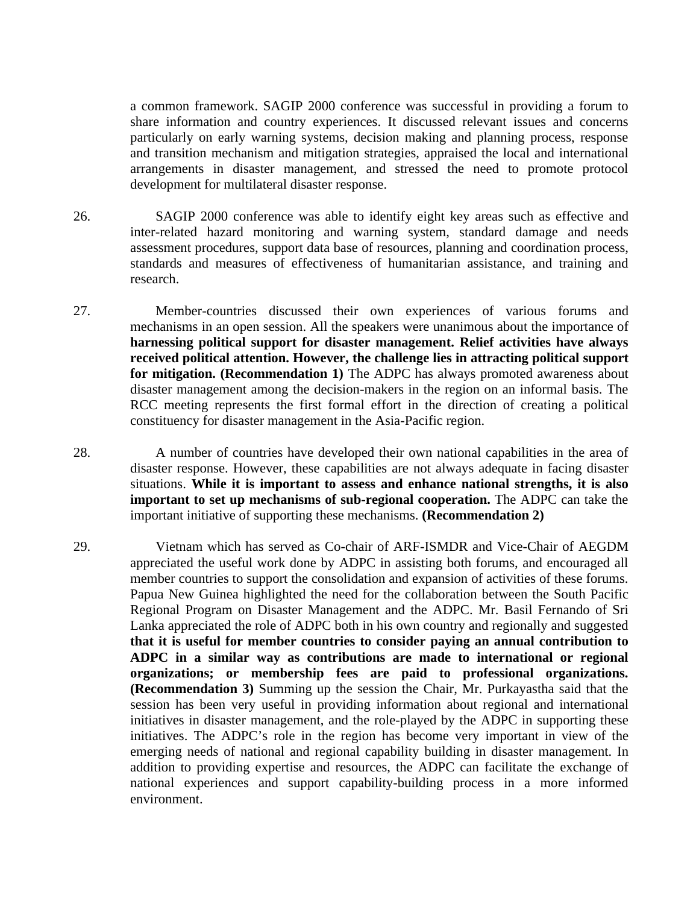a common framework. SAGIP 2000 conference was successful in providing a forum to share information and country experiences. It discussed relevant issues and concerns particularly on early warning systems, decision making and planning process, response and transition mechanism and mitigation strategies, appraised the local and international arrangements in disaster management, and stressed the need to promote protocol development for multilateral disaster response.

26. SAGIP 2000 conference was able to identify eight key areas such as effective and inter-related hazard monitoring and warning system, standard damage and needs assessment procedures, support data base of resources, planning and coordination process, standards and measures of effectiveness of humanitarian assistance, and training and research.

27. Member-countries discussed their own experiences of various forums and mechanisms in an open session. All the speakers were unanimous about the importance of **harnessing political support for disaster management. Relief activities have always received political attention. However, the challenge lies in attracting political support for mitigation. (Recommendation 1)** The ADPC has always promoted awareness about disaster management among the decision-makers in the region on an informal basis. The RCC meeting represents the first formal effort in the direction of creating a political constituency for disaster management in the Asia-Pacific region.

28. A number of countries have developed their own national capabilities in the area of disaster response. However, these capabilities are not always adequate in facing disaster situations. **While it is important to assess and enhance national strengths, it is also important to set up mechanisms of sub-regional cooperation.** The ADPC can take the important initiative of supporting these mechanisms. **(Recommendation 2)**

29. Vietnam which has served as Co-chair of ARF-ISMDR and Vice-Chair of AEGDM appreciated the useful work done by ADPC in assisting both forums, and encouraged all member countries to support the consolidation and expansion of activities of these forums. Papua New Guinea highlighted the need for the collaboration between the South Pacific Regional Program on Disaster Management and the ADPC. Mr. Basil Fernando of Sri Lanka appreciated the role of ADPC both in his own country and regionally and suggested **that it is useful for member countries to consider paying an annual contribution to ADPC in a similar way as contributions are made to international or regional organizations; or membership fees are paid to professional organizations. (Recommendation 3)** Summing up the session the Chair, Mr. Purkayastha said that the session has been very useful in providing information about regional and international initiatives in disaster management, and the role-played by the ADPC in supporting these initiatives. The ADPC's role in the region has become very important in view of the emerging needs of national and regional capability building in disaster management. In addition to providing expertise and resources, the ADPC can facilitate the exchange of national experiences and support capability-building process in a more informed environment.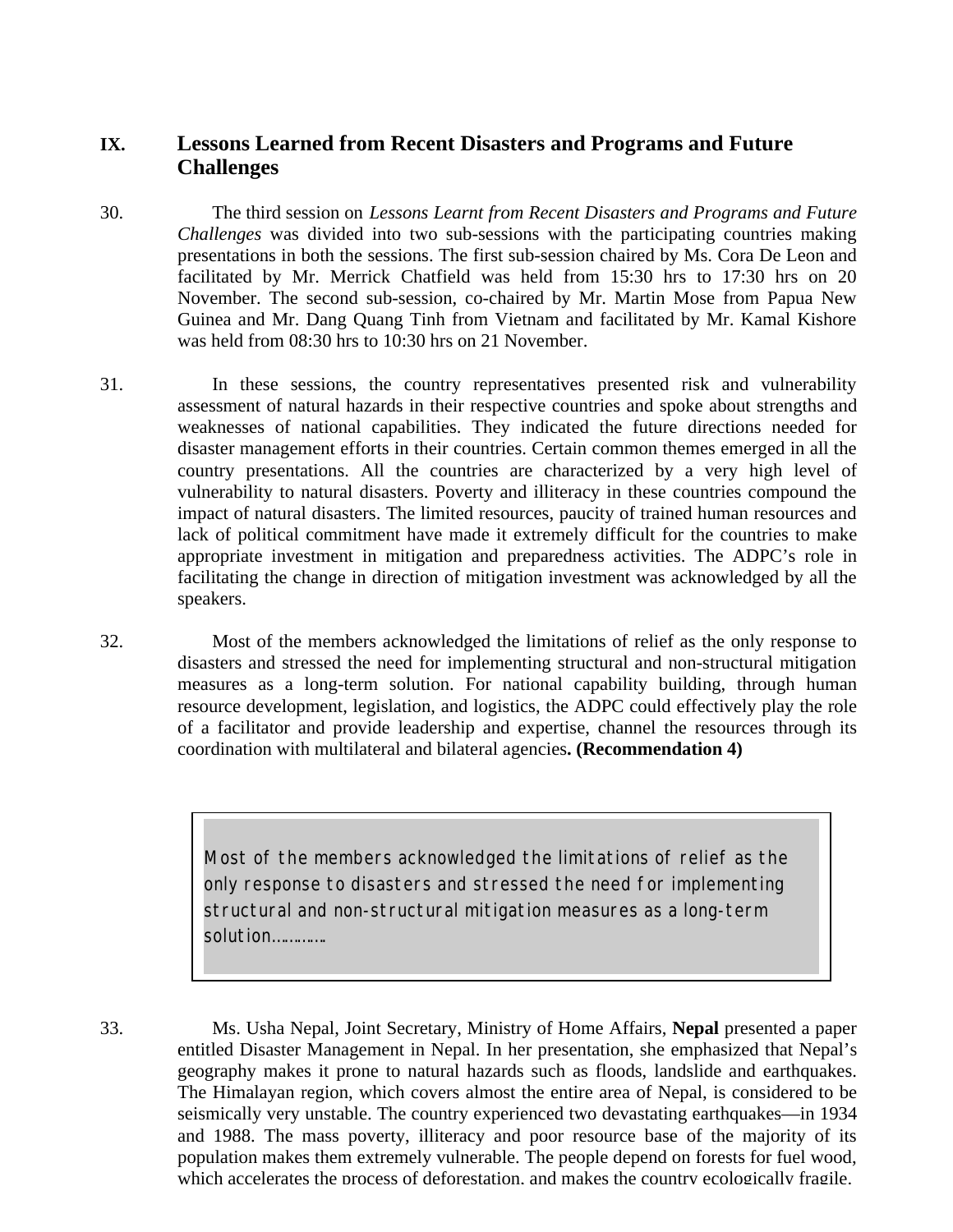## IX. Lessons Learned from Recent Disasters and Programs and Future Challenges

30. The third session on *Lessons Learnt from Recent Disasters and Programs and Future Challenges* was divided into two sub-sessions with the participating countries making presentations in both the sessions. The first sub-session chaired by Ms. Cora De Leon and facilitated by Mr. Merrick Chatfield was held from 15:30 hrs to 17:30 hrs on 20 November. The second sub-session, co-chaired by Mr. Martin Mose from Papua New Guinea and Mr. Dang Quang Tinh from Vietnam and facilitated by Mr. Kamal Kishore was held from 08:30 hrs to 10:30 hrs on 21 November.

31. In these sessions, the country representatives presented risk and vulnerability assessment of natural hazards in their respective countries and spoke about strengths and weaknesses of national capabilities. They indicated the future directions needed for disaster management efforts in their countries. Certain common themes emerged in all the country presentations. All the countries are characterized by a very high level of vulnerability to natural disasters. Poverty and illiteracy in these countries compound the impact of natural disasters. The limited resources, paucity of trained human resources and lack of political commitment have made it extremely difficult for the countries to make appropriate investment in mitigation and preparedness activities. The ADPC's role in facilitating the change in direction of mitigation investment was acknowledged by all the speakers.

32. Most of the members acknowledged the limitations of relief as the only response to disasters and stressed the need for implementing structural and non-structural mitigation measures as a long-term solution. For national capability building, through human resource development, legislation, and logistics, the ADPC could effectively play the role of a facilitator and provide leadership and expertise, channel the resources through its coordination with multilateral and bilateral agencies**. (Recommendation 4)**

> Most of the members acknowledged the limitations of relief as the only response to disasters and stressed the need for implementing structural and non-structural mitigation measures as a long-term solution…………

33. Ms. Usha Nepal, Joint Secretary, Ministry of Home Affairs, **Nepal** presented a paper entitled Disaster Management in Nepal. In her presentation, she emphasized that Nepal's geography makes it prone to natural hazards such as floods, landslide and earthquakes. The Himalayan region, which covers almost the entire area of Nepal, is considered to be seismically very unstable. The country experienced two devastating earthquakes—in 1934 and 1988. The mass poverty, illiteracy and poor resource base of the majority of its population makes them extremely vulnerable. The people depend on forests for fuel wood, which accelerates the process of deforestation, and makes the country ecologically fragile.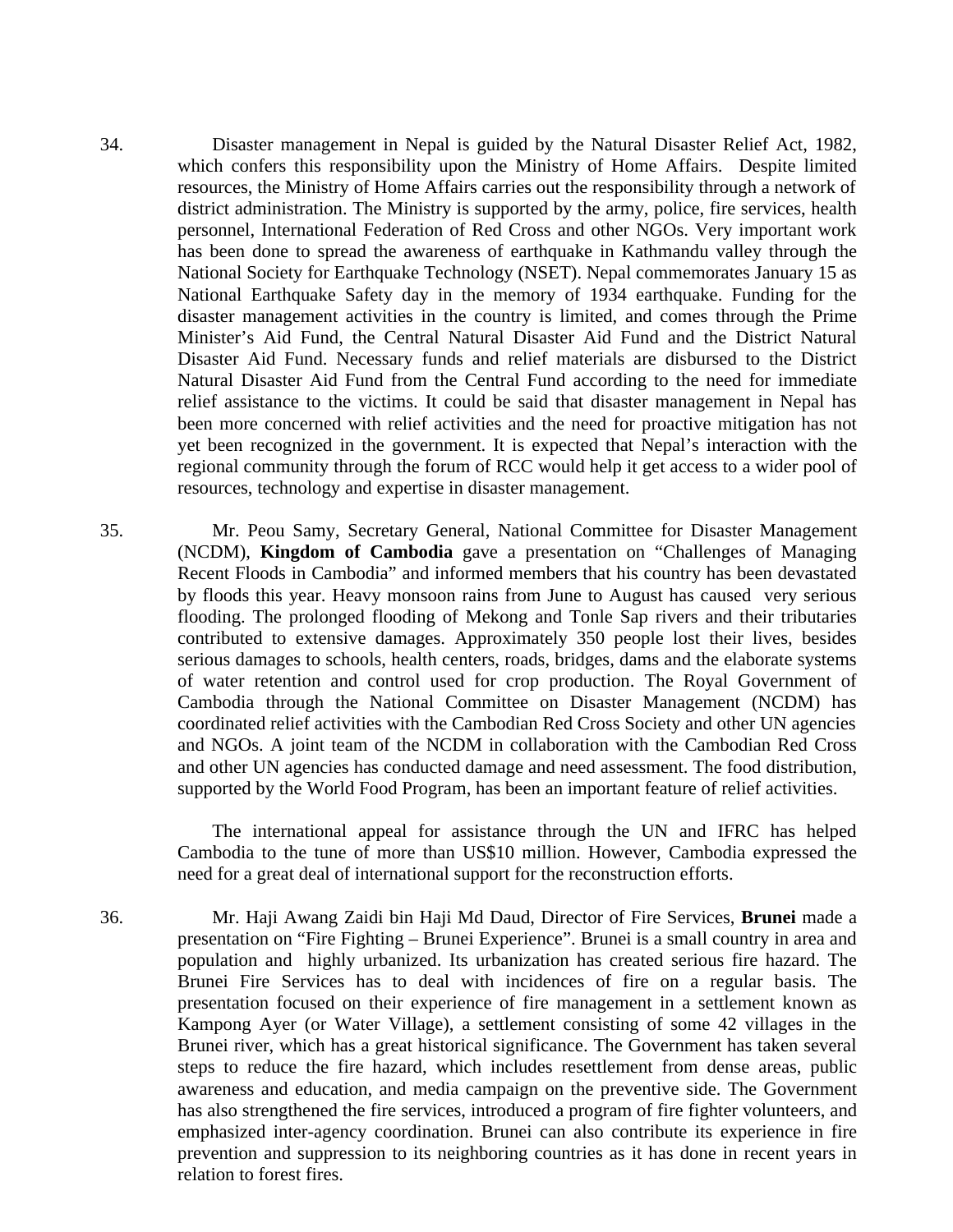34. Disaster management in Nepal is guided by the Natural Disaster Relief Act, 1982, which confers this responsibility upon the Ministry of Home Affairs. Despite limited resources, the Ministry of Home Affairs carries out the responsibility through a network of district administration. The Ministry is supported by the army, police, fire services, health personnel, International Federation of Red Cross and other NGOs. Very important work has been done to spread the awareness of earthquake in Kathmandu valley through the National Society for Earthquake Technology (NSET). Nepal commemorates January 15 as National Earthquake Safety day in the memory of 1934 earthquake. Funding for the disaster management activities in the country is limited, and comes through the Prime Minister's Aid Fund, the Central Natural Disaster Aid Fund and the District Natural Disaster Aid Fund. Necessary funds and relief materials are disbursed to the District Natural Disaster Aid Fund from the Central Fund according to the need for immediate relief assistance to the victims. It could be said that disaster management in Nepal has been more concerned with relief activities and the need for proactive mitigation has not yet been recognized in the government. It is expected that Nepal's interaction with the regional community through the forum of RCC would help it get access to a wider pool of resources, technology and expertise in disaster management.

35. Mr. Peou Samy, Secretary General, National Committee for Disaster Management (NCDM), **Kingdom of Cambodia** gave a presentation on "Challenges of Managing Recent Floods in Cambodia" and informed members that his country has been devastated by floods this year. Heavy monsoon rains from June to August has caused very serious flooding. The prolonged flooding of Mekong and Tonle Sap rivers and their tributaries contributed to extensive damages. Approximately 350 people lost their lives, besides serious damages to schools, health centers, roads, bridges, dams and the elaborate systems of water retention and control used for crop production. The Royal Government of Cambodia through the National Committee on Disaster Management (NCDM) has coordinated relief activities with the Cambodian Red Cross Society and other UN agencies and NGOs. A joint team of the NCDM in collaboration with the Cambodian Red Cross and other UN agencies has conducted damage and need assessment. The food distribution, supported by the World Food Program, has been an important feature of relief activities.

The international appeal for assistance through the UN and IFRC has helped Cambodia to the tune of more than US$10 million. However, Cambodia expressed the need for a great deal of international support for the reconstruction efforts.

36. Mr. Haji Awang Zaidi bin Haji Md Daud, Director of Fire Services, **Brunei** made a presentation on "Fire Fighting – Brunei Experience". Brunei is a small country in area and population and highly urbanized. Its urbanization has created serious fire hazard. The Brunei Fire Services has to deal with incidences of fire on a regular basis. The presentation focused on their experience of fire management in a settlement known as Kampong Ayer (or Water Village), a settlement consisting of some 42 villages in the Brunei river, which has a great historical significance. The Government has taken several steps to reduce the fire hazard, which includes resettlement from dense areas, public awareness and education, and media campaign on the preventive side. The Government has also strengthened the fire services, introduced a program of fire fighter volunteers, and emphasized inter-agency coordination. Brunei can also contribute its experience in fire prevention and suppression to its neighboring countries as it has done in recent years in relation to forest fires.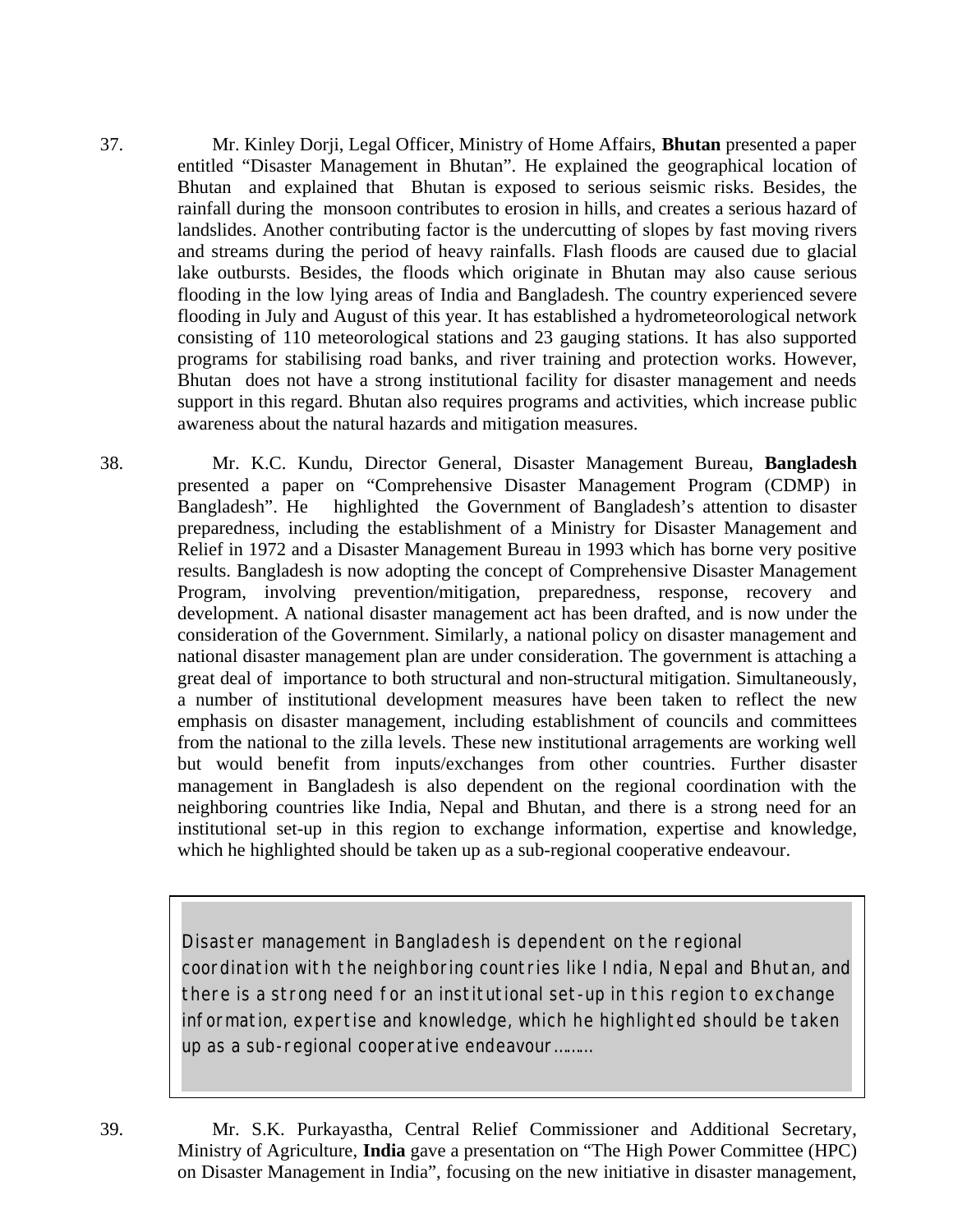37. Mr. Kinley Dorji, Legal Officer, Ministry of Home Affairs, **Bhutan** presented a paper entitled "Disaster Management in Bhutan". He explained the geographical location of Bhutan and explained that Bhutan is exposed to serious seismic risks. Besides, the rainfall during the monsoon contributes to erosion in hills, and creates a serious hazard of landslides. Another contributing factor is the undercutting of slopes by fast moving rivers and streams during the period of heavy rainfalls. Flash floods are caused due to glacial lake outbursts. Besides, the floods which originate in Bhutan may also cause serious flooding in the low lying areas of India and Bangladesh. The country experienced severe flooding in July and August of this year. It has established a hydrometeorological network consisting of 110 meteorological stations and 23 gauging stations. It has also supported programs for stabilising road banks, and river training and protection works. However, Bhutan does not have a strong institutional facility for disaster management and needs support in this regard. Bhutan also requires programs and activities, which increase public awareness about the natural hazards and mitigation measures.

38. Mr. K.C. Kundu, Director General, Disaster Management Bureau, **Bangladesh** presented a paper on "Comprehensive Disaster Management Program (CDMP) in Bangladesh". He highlighted the Government of Bangladesh's attention to disaster preparedness, including the establishment of a Ministry for Disaster Management and Relief in 1972 and a Disaster Management Bureau in 1993 which has borne very positive results. Bangladesh is now adopting the concept of Comprehensive Disaster Management Program, involving prevention/mitigation, preparedness, response, recovery and development. A national disaster management act has been drafted, and is now under the consideration of the Government. Similarly, a national policy on disaster management and national disaster management plan are under consideration. The government is attaching a great deal of importance to both structural and non-structural mitigation. Simultaneously, a number of institutional development measures have been taken to reflect the new emphasis on disaster management, including establishment of councils and committees from the national to the zilla levels. These new institutional arragements are working well but would benefit from inputs/exchanges from other countries. Further disaster management in Bangladesh is also dependent on the regional coordination with the neighboring countries like India, Nepal and Bhutan, and there is a strong need for an institutional set-up in this region to exchange information, expertise and knowledge, which he highlighted should be taken up as a sub-regional cooperative endeavour.

> Disaster management in Bangladesh is dependent on the regional coordination with the neighboring countries like India, Nepal and Bhutan, and there is a strong need for an institutional set-up in this region to exchange information, expertise and knowledge, which he highlighted should be taken up as a sub-regional cooperative endeavour.........

39. Mr. S.K. Purkayastha, Central Relief Commissioner and Additional Secretary, Ministry of Agriculture, **India** gave a presentation on "The High Power Committee (HPC) on Disaster Management in India", focusing on the new initiative in disaster management,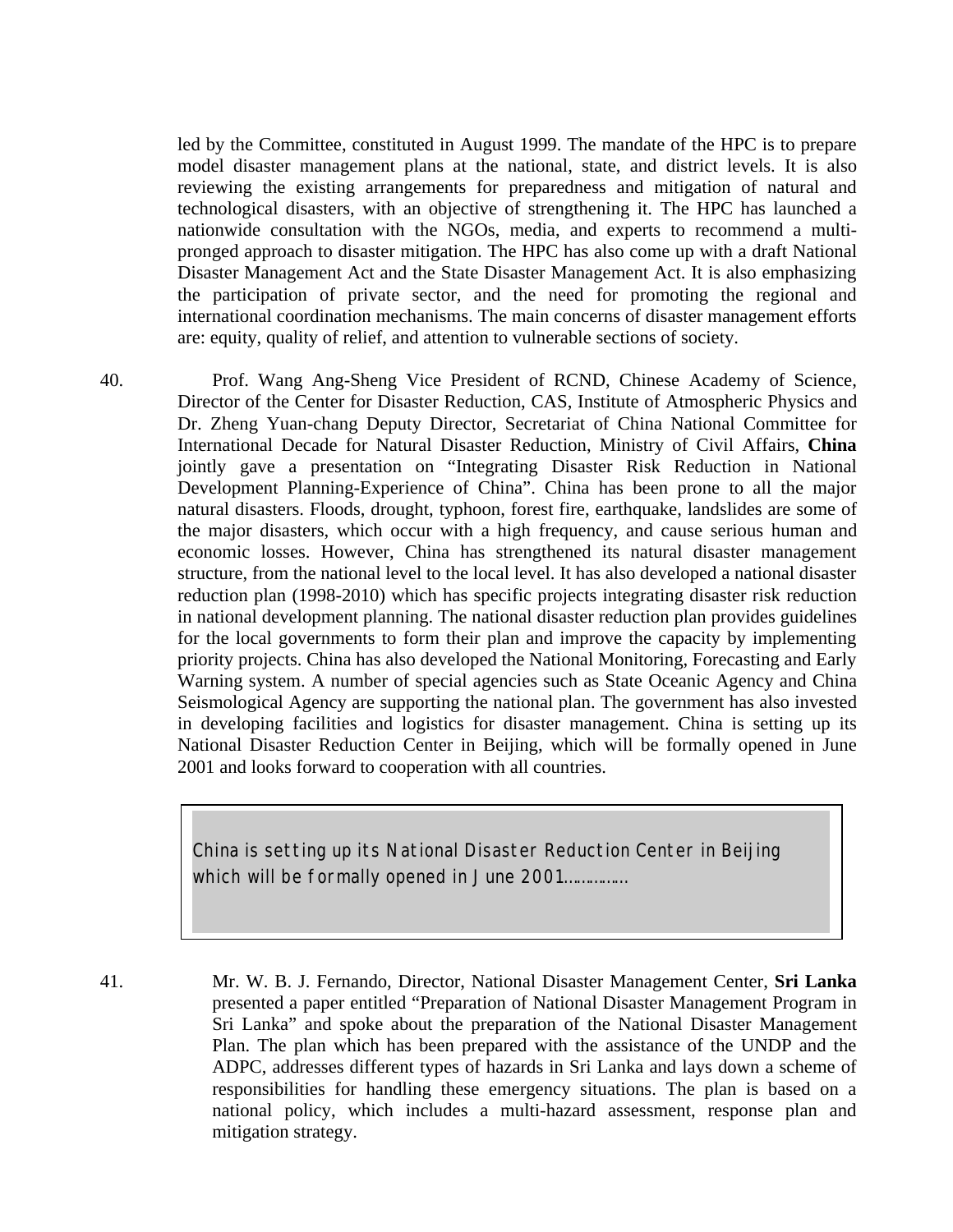led by the Committee, constituted in August 1999. The mandate of the HPC is to prepare model disaster management plans at the national, state, and district levels. It is also reviewing the existing arrangements for preparedness and mitigation of natural and technological disasters, with an objective of strengthening it. The HPC has launched a nationwide consultation with the NGOs, media, and experts to recommend a multi-pronged approach to disaster mitigation. The HPC has also come up with a draft National Disaster Management Act and the State Disaster Management Act. It is also emphasizing the participation of private sector, and the need for promoting the regional and international coordination mechanisms. The main concerns of disaster management efforts are: equity, quality of relief, and attention to vulnerable sections of society.

40. Prof. Wang Ang-Sheng Vice President of RCND, Chinese Academy of Science, Director of the Center for Disaster Reduction, CAS, Institute of Atmospheric Physics and Dr. Zheng Yuan-chang Deputy Director, Secretariat of China National Committee for International Decade for Natural Disaster Reduction, Ministry of Civil Affairs, **China** jointly gave a presentation on "Integrating Disaster Risk Reduction in National Development Planning-Experience of China". China has been prone to all the major natural disasters. Floods, drought, typhoon, forest fire, earthquake, landslides are some of the major disasters, which occur with a high frequency, and cause serious human and economic losses. However, China has strengthened its natural disaster management structure, from the national level to the local level. It has also developed a national disaster reduction plan (1998-2010) which has specific projects integrating disaster risk reduction in national development planning. The national disaster reduction plan provides guidelines for the local governments to form their plan and improve the capacity by implementing priority projects. China has also developed the National Monitoring, Forecasting and Early Warning system. A number of special agencies such as State Oceanic Agency and China Seismological Agency are supporting the national plan. The government has also invested in developing facilities and logistics for disaster management. China is setting up its National Disaster Reduction Center in Beijing, which will be formally opened in June 2001 and looks forward to cooperation with all countries.

> China is setting up its National Disaster Reduction Center in Beijing which will be formally opened in June 2001……………

41. Mr. W. B. J. Fernando, Director, National Disaster Management Center, **Sri Lanka** presented a paper entitled "Preparation of National Disaster Management Program in Sri Lanka" and spoke about the preparation of the National Disaster Management Plan. The plan which has been prepared with the assistance of the UNDP and the ADPC, addresses different types of hazards in Sri Lanka and lays down a scheme of responsibilities for handling these emergency situations. The plan is based on a national policy, which includes a multi-hazard assessment, response plan and mitigation strategy.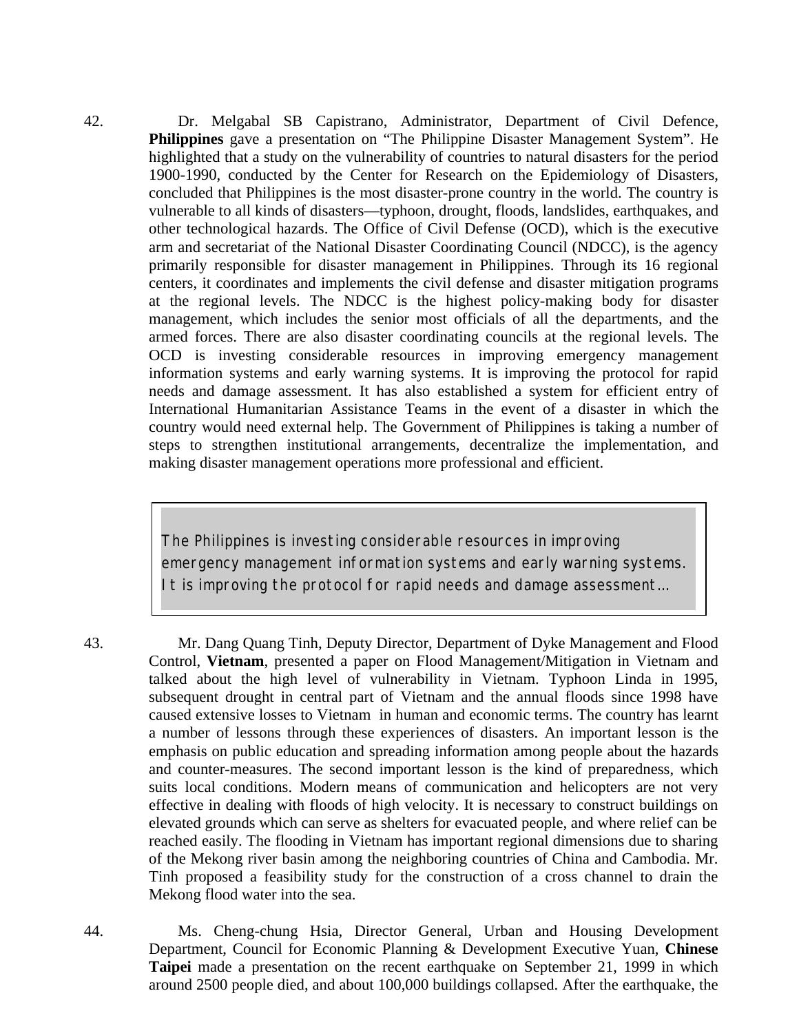42. Dr. Melgabal SB Capistrano, Administrator, Department of Civil Defence, **Philippines** gave a presentation on “The Philippine Disaster Management System”. He highlighted that a study on the vulnerability of countries to natural disasters for the period 1900-1990, conducted by the Center for Research on the Epidemiology of Disasters, concluded that Philippines is the most disaster-prone country in the world. The country is vulnerable to all kinds of disasters—typhoon, drought, floods, landslides, earthquakes, and other technological hazards. The Office of Civil Defense (OCD), which is the executive arm and secretariat of the National Disaster Coordinating Council (NDCC), is the agency primarily responsible for disaster management in Philippines. Through its 16 regional centers, it coordinates and implements the civil defense and disaster mitigation programs at the regional levels. The NDCC is the highest policy-making body for disaster management, which includes the senior most officials of all the departments, and the armed forces. There are also disaster coordinating councils at the regional levels. The OCD is investing considerable resources in improving emergency management information systems and early warning systems. It is improving the protocol for rapid needs and damage assessment. It has also established a system for efficient entry of International Humanitarian Assistance Teams in the event of a disaster in which the country would need external help. The Government of Philippines is taking a number of steps to strengthen institutional arrangements, decentralize the implementation, and making disaster management operations more professional and efficient.

> The Philippines is investing considerable resources in improving emergency management information systems and early warning systems. It is improving the protocol for rapid needs and damage assessment…

43. Mr. Dang Quang Tinh, Deputy Director, Department of Dyke Management and Flood Control, **Vietnam**, presented a paper on Flood Management/Mitigation in Vietnam and talked about the high level of vulnerability in Vietnam. Typhoon Linda in 1995, subsequent drought in central part of Vietnam and the annual floods since 1998 have caused extensive losses to Vietnam in human and economic terms. The country has learnt a number of lessons through these experiences of disasters. An important lesson is the emphasis on public education and spreading information among people about the hazards and counter-measures. The second important lesson is the kind of preparedness, which suits local conditions. Modern means of communication and helicopters are not very effective in dealing with floods of high velocity. It is necessary to construct buildings on elevated grounds which can serve as shelters for evacuated people, and where relief can be reached easily. The flooding in Vietnam has important regional dimensions due to sharing of the Mekong river basin among the neighboring countries of China and Cambodia. Mr. Tinh proposed a feasibility study for the construction of a cross channel to drain the Mekong flood water into the sea.

44. Ms. Cheng-chung Hsia, Director General, Urban and Housing Development Department, Council for Economic Planning & Development Executive Yuan, **Chinese Taipei** made a presentation on the recent earthquake on September 21, 1999 in which around 2500 people died, and about 100,000 buildings collapsed. After the earthquake, the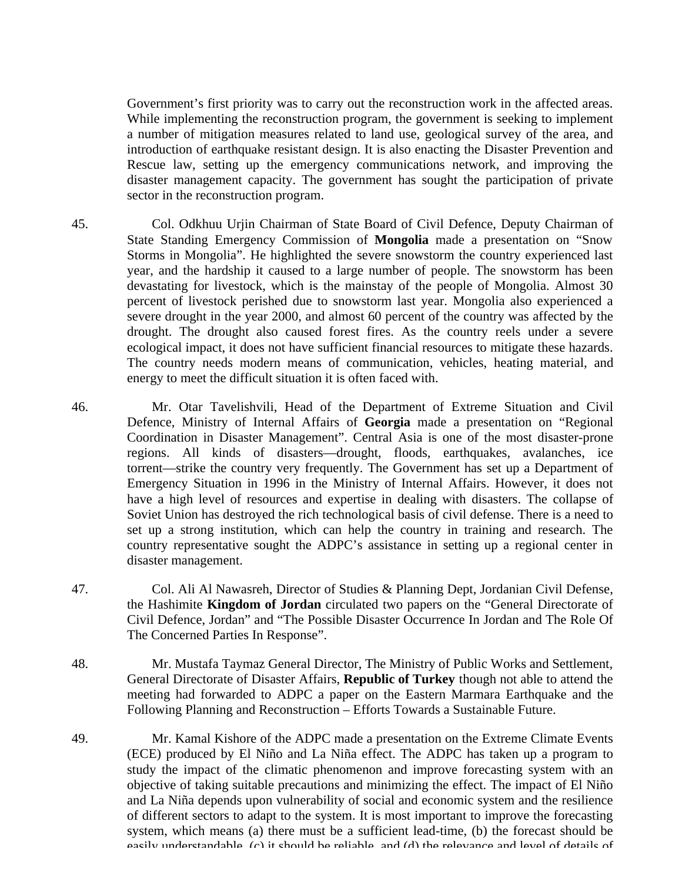Government's first priority was to carry out the reconstruction work in the affected areas. While implementing the reconstruction program, the government is seeking to implement a number of mitigation measures related to land use, geological survey of the area, and introduction of earthquake resistant design. It is also enacting the Disaster Prevention and Rescue law, setting up the emergency communications network, and improving the disaster management capacity. The government has sought the participation of private sector in the reconstruction program.

45. Col. Odkhuu Urjin Chairman of State Board of Civil Defence, Deputy Chairman of State Standing Emergency Commission of **Mongolia** made a presentation on "Snow Storms in Mongolia". He highlighted the severe snowstorm the country experienced last year, and the hardship it caused to a large number of people. The snowstorm has been devastating for livestock, which is the mainstay of the people of Mongolia. Almost 30 percent of livestock perished due to snowstorm last year. Mongolia also experienced a severe drought in the year 2000, and almost 60 percent of the country was affected by the drought. The drought also caused forest fires. As the country reels under a severe ecological impact, it does not have sufficient financial resources to mitigate these hazards. The country needs modern means of communication, vehicles, heating material, and energy to meet the difficult situation it is often faced with.

46. Mr. Otar Tavelishvili, Head of the Department of Extreme Situation and Civil Defence, Ministry of Internal Affairs of **Georgia** made a presentation on "Regional Coordination in Disaster Management". Central Asia is one of the most disaster-prone regions. All kinds of disasters—drought, floods, earthquakes, avalanches, ice torrent—strike the country very frequently. The Government has set up a Department of Emergency Situation in 1996 in the Ministry of Internal Affairs. However, it does not have a high level of resources and expertise in dealing with disasters. The collapse of Soviet Union has destroyed the rich technological basis of civil defense. There is a need to set up a strong institution, which can help the country in training and research. The country representative sought the ADPC's assistance in setting up a regional center in disaster management.

47. Col. Ali Al Nawasreh, Director of Studies & Planning Dept, Jordanian Civil Defense, the Hashimite **Kingdom of Jordan** circulated two papers on the "General Directorate of Civil Defence, Jordan" and "The Possible Disaster Occurrence In Jordan and The Role Of The Concerned Parties In Response".

48. Mr. Mustafa Taymaz General Director, The Ministry of Public Works and Settlement, General Directorate of Disaster Affairs, **Republic of Turkey** though not able to attend the meeting had forwarded to ADPC a paper on the Eastern Marmara Earthquake and the Following Planning and Reconstruction – Efforts Towards a Sustainable Future.

49. Mr. Kamal Kishore of the ADPC made a presentation on the Extreme Climate Events (ECE) produced by El Niño and La Niña effect. The ADPC has taken up a program to study the impact of the climatic phenomenon and improve forecasting system with an objective of taking suitable precautions and minimizing the effect. The impact of El Niño and La Niña depends upon vulnerability of social and economic system and the resilience of different sectors to adapt to the system. It is most important to improve the forecasting system, which means (a) there must be a sufficient lead-time, (b) the forecast should be easily understandable, (c) it should be reliable, and (d) the relevance and level of details of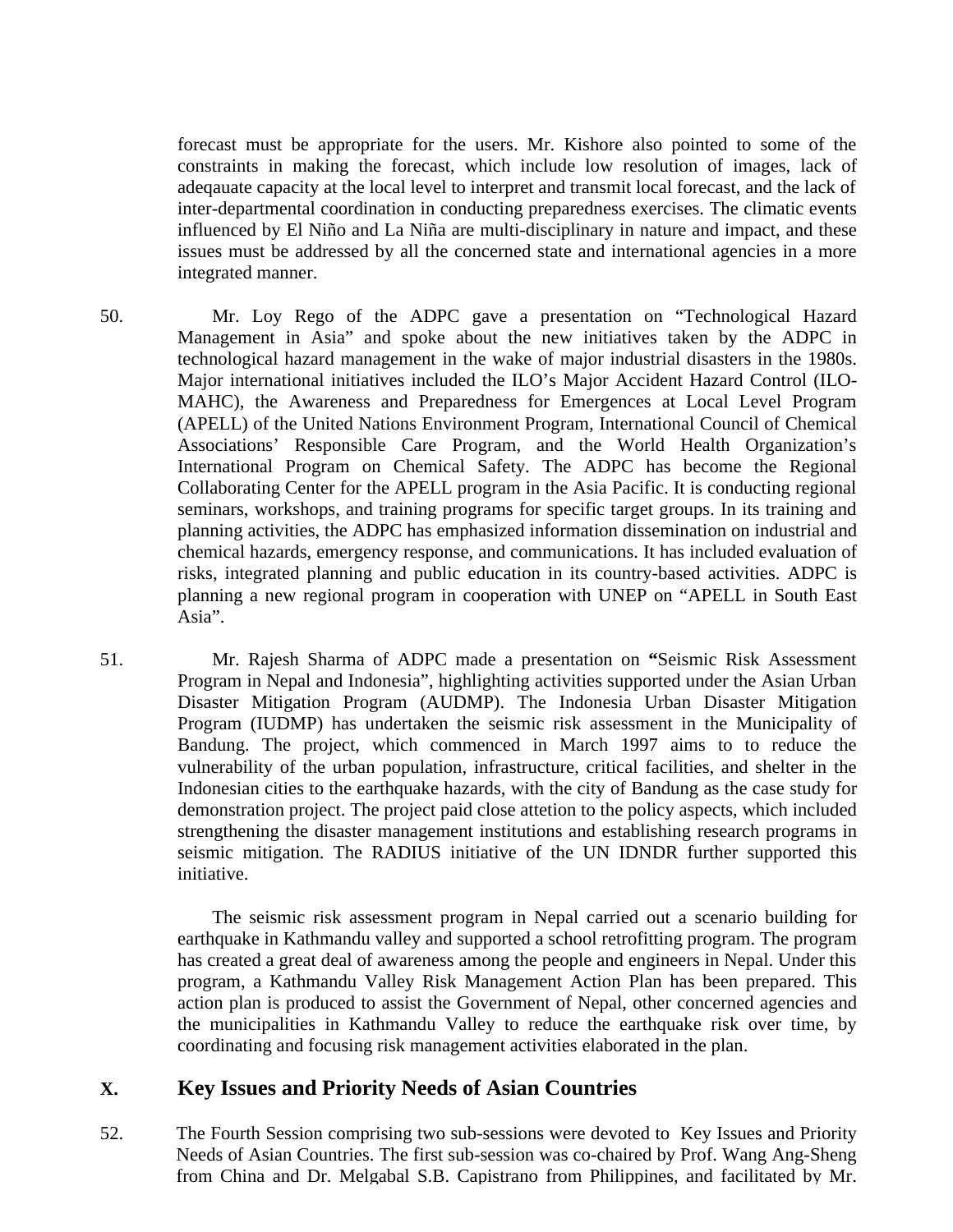forecast must be appropriate for the users. Mr. Kishore also pointed to some of the constraints in making the forecast, which include low resolution of images, lack of adeqauate capacity at the local level to interpret and transmit local forecast, and the lack of inter-departmental coordination in conducting preparedness exercises. The climatic events influenced by El Niño and La Niña are multi-disciplinary in nature and impact, and these issues must be addressed by all the concerned state and international agencies in a more integrated manner.

50. Mr. Loy Rego of the ADPC gave a presentation on "Technological Hazard Management in Asia" and spoke about the new initiatives taken by the ADPC in technological hazard management in the wake of major industrial disasters in the 1980s. Major international initiatives included the ILO's Major Accident Hazard Control (ILO-MAHC), the Awareness and Preparedness for Emergences at Local Level Program (APELL) of the United Nations Environment Program, International Council of Chemical Associations' Responsible Care Program, and the World Health Organization's International Program on Chemical Safety. The ADPC has become the Regional Collaborating Center for the APELL program in the Asia Pacific. It is conducting regional seminars, workshops, and training programs for specific target groups. In its training and planning activities, the ADPC has emphasized information dissemination on industrial and chemical hazards, emergency response, and communications. It has included evaluation of risks, integrated planning and public education in its country-based activities. ADPC is planning a new regional program in cooperation with UNEP on "APELL in South East Asia".

51. Mr. Rajesh Sharma of ADPC made a presentation on **"**Seismic Risk Assessment Program in Nepal and Indonesia", highlighting activities supported under the Asian Urban Disaster Mitigation Program (AUDMP). The Indonesia Urban Disaster Mitigation Program (IUDMP) has undertaken the seismic risk assessment in the Municipality of Bandung. The project, which commenced in March 1997 aims to to reduce the vulnerability of the urban population, infrastructure, critical facilities, and shelter in the Indonesian cities to the earthquake hazards, with the city of Bandung as the case study for demonstration project. The project paid close attetion to the policy aspects, which included strengthening the disaster management institutions and establishing research programs in seismic mitigation. The RADIUS initiative of the UN IDNDR further supported this initiative.

The seismic risk assessment program in Nepal carried out a scenario building for earthquake in Kathmandu valley and supported a school retrofitting program. The program has created a great deal of awareness among the people and engineers in Nepal. Under this program, a Kathmandu Valley Risk Management Action Plan has been prepared. This action plan is produced to assist the Government of Nepal, other concerned agencies and the municipalities in Kathmandu Valley to reduce the earthquake risk over time, by coordinating and focusing risk management activities elaborated in the plan.

## X. Key Issues and Priority Needs of Asian Countries

52. The Fourth Session comprising two sub-sessions were devoted to Key Issues and Priority Needs of Asian Countries. The first sub-session was co-chaired by Prof. Wang Ang-Sheng from China and Dr. Melgabal S.B. Capistrano from Philippines, and facilitated by Mr.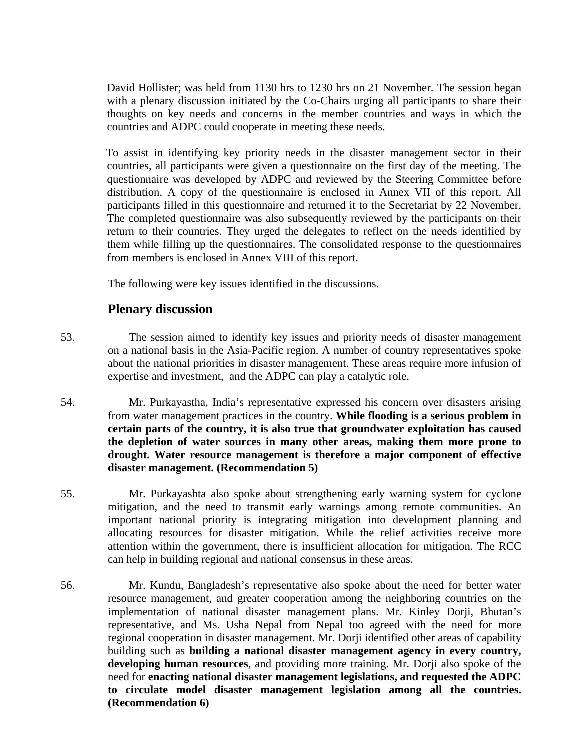David Hollister; was held from 1130 hrs to 1230 hrs on 21 November. The session began with a plenary discussion initiated by the Co-Chairs urging all participants to share their thoughts on key needs and concerns in the member countries and ways in which the countries and ADPC could cooperate in meeting these needs.

To assist in identifying key priority needs in the disaster management sector in their countries, all participants were given a questionnaire on the first day of the meeting. The questionnaire was developed by ADPC and reviewed by the Steering Committee before distribution. A copy of the questionnaire is enclosed in Annex VII of this report. All participants filled in this questionnaire and returned it to the Secretariat by 22 November. The completed questionnaire was also subsequently reviewed by the participants on their return to their countries. They urged the delegates to reflect on the needs identified by them while filling up the questionnaires. The consolidated response to the questionnaires from members is enclosed in Annex VIII of this report.

The following were key issues identified in the discussions.

## Plenary discussion

53. The session aimed to identify key issues and priority needs of disaster management on a national basis in the Asia-Pacific region. A number of country representatives spoke about the national priorities in disaster management. These areas require more infusion of expertise and investment, and the ADPC can play a catalytic role.

54. Mr. Purkayastha, India's representative expressed his concern over disasters arising from water management practices in the country. **While flooding is a serious problem in certain parts of the country, it is also true that groundwater exploitation has caused the depletion of water sources in many other areas, making them more prone to drought. Water resource management is therefore a major component of effective disaster management. (Recommendation 5)**

55. Mr. Purkayashta also spoke about strengthening early warning system for cyclone mitigation, and the need to transmit early warnings among remote communities. An important national priority is integrating mitigation into development planning and allocating resources for disaster mitigation. While the relief activities receive more attention within the government, there is insufficient allocation for mitigation. The RCC can help in building regional and national consensus in these areas.

56. Mr. Kundu, Bangladesh's representative also spoke about the need for better water resource management, and greater cooperation among the neighboring countries on the implementation of national disaster management plans. Mr. Kinley Dorji, Bhutan's representative, and Ms. Usha Nepal from Nepal too agreed with the need for more regional cooperation in disaster management. Mr. Dorji identified other areas of capability building such as **building a national disaster management agency in every country, developing human resources**, and providing more training. Mr. Dorji also spoke of the need for **enacting national disaster management legislations, and requested the ADPC to circulate model disaster management legislation among all the countries. (Recommendation 6)**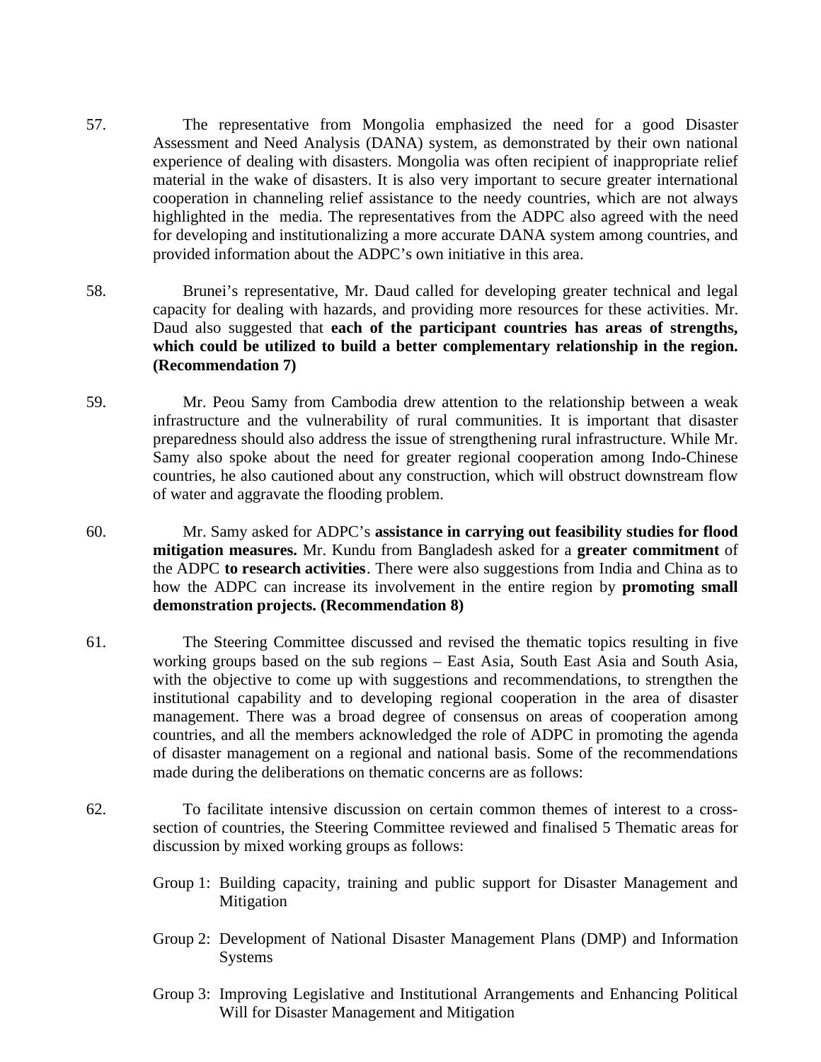57. The representative from Mongolia emphasized the need for a good Disaster Assessment and Need Analysis (DANA) system, as demonstrated by their own national experience of dealing with disasters. Mongolia was often recipient of inappropriate relief material in the wake of disasters. It is also very important to secure greater international cooperation in channeling relief assistance to the needy countries, which are not always highlighted in the media. The representatives from the ADPC also agreed with the need for developing and institutionalizing a more accurate DANA system among countries, and provided information about the ADPC's own initiative in this area.

58. Brunei's representative, Mr. Daud called for developing greater technical and legal capacity for dealing with hazards, and providing more resources for these activities. Mr. Daud also suggested that **each of the participant countries has areas of strengths, which could be utilized to build a better complementary relationship in the region. (Recommendation 7)**

59. Mr. Peou Samy from Cambodia drew attention to the relationship between a weak infrastructure and the vulnerability of rural communities. It is important that disaster preparedness should also address the issue of strengthening rural infrastructure. While Mr. Samy also spoke about the need for greater regional cooperation among Indo-Chinese countries, he also cautioned about any construction, which will obstruct downstream flow of water and aggravate the flooding problem.

60. Mr. Samy asked for ADPC's **assistance in carrying out feasibility studies for flood mitigation measures.** Mr. Kundu from Bangladesh asked for a **greater commitment** of the ADPC **to research activities**. There were also suggestions from India and China as to how the ADPC can increase its involvement in the entire region by **promoting small demonstration projects. (Recommendation 8)**

61. The Steering Committee discussed and revised the thematic topics resulting in five working groups based on the sub regions – East Asia, South East Asia and South Asia, with the objective to come up with suggestions and recommendations, to strengthen the institutional capability and to developing regional cooperation in the area of disaster management. There was a broad degree of consensus on areas of cooperation among countries, and all the members acknowledged the role of ADPC in promoting the agenda of disaster management on a regional and national basis. Some of the recommendations made during the deliberations on thematic concerns are as follows:

62. To facilitate intensive discussion on certain common themes of interest to a cross-section of countries, the Steering Committee reviewed and finalised 5 Thematic areas for discussion by mixed working groups as follows:

Group 1: Building capacity, training and public support for Disaster Management and Mitigation

Group 2: Development of National Disaster Management Plans (DMP) and Information Systems

Group 3: Improving Legislative and Institutional Arrangements and Enhancing Political Will for Disaster Management and Mitigation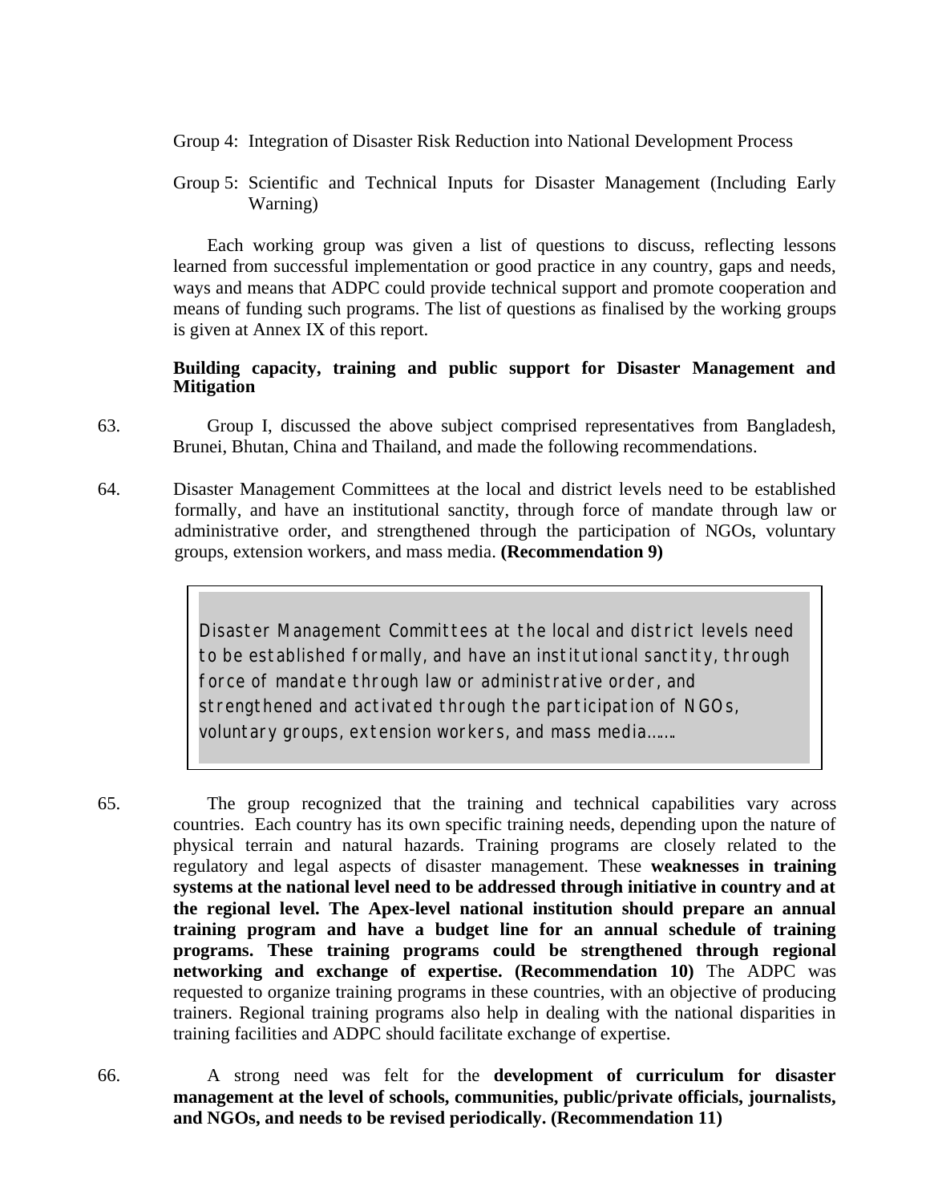Group 4: Integration of Disaster Risk Reduction into National Development Process

Group 5: Scientific and Technical Inputs for Disaster Management (Including Early Warning)

Each working group was given a list of questions to discuss, reflecting lessons learned from successful implementation or good practice in any country, gaps and needs, ways and means that ADPC could provide technical support and promote cooperation and means of funding such programs. The list of questions as finalised by the working groups is given at Annex IX of this report.

**Building capacity, training and public support for Disaster Management and Mitigation**

63. Group I, discussed the above subject comprised representatives from Bangladesh, Brunei, Bhutan, China and Thailand, and made the following recommendations.

64. Disaster Management Committees at the local and district levels need to be established formally, and have an institutional sanctity, through force of mandate through law or administrative order, and strengthened through the participation of NGOs, voluntary groups, extension workers, and mass media. **(Recommendation 9)**

> Disaster Management Committees at the local and district levels need to be established formally, and have an institutional sanctity, through force of mandate through law or administrative order, and strengthened and activated through the participation of NGOs, voluntary groups, extension workers, and mass media……

65. The group recognized that the training and technical capabilities vary across countries. Each country has its own specific training needs, depending upon the nature of physical terrain and natural hazards. Training programs are closely related to the regulatory and legal aspects of disaster management. These **weaknesses in training systems at the national level need to be addressed through initiative in country and at the regional level. The Apex-level national institution should prepare an annual training program and have a budget line for an annual schedule of training programs. These training programs could be strengthened through regional networking and exchange of expertise. (Recommendation 10)** The ADPC was requested to organize training programs in these countries, with an objective of producing trainers. Regional training programs also help in dealing with the national disparities in training facilities and ADPC should facilitate exchange of expertise.

66. A strong need was felt for the **development of curriculum for disaster management at the level of schools, communities, public/private officials, journalists, and NGOs, and needs to be revised periodically. (Recommendation 11)**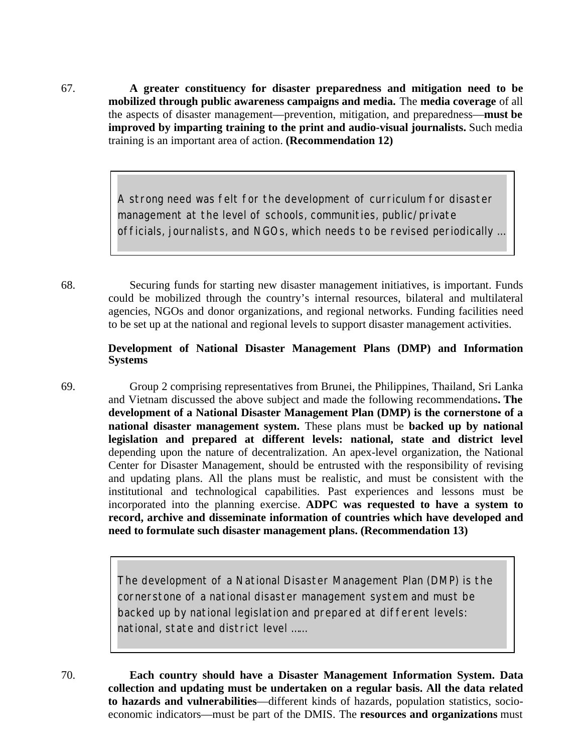67. **A greater constituency for disaster preparedness and mitigation need to be mobilized through public awareness campaigns and media.** The **media coverage** of all the aspects of disaster management—prevention, mitigation, and preparedness—**must be improved by imparting training to the print and audio-visual journalists.** Such media training is an important area of action. **(Recommendation 12)**

> A strong need was felt for the development of curriculum for disaster management at the level of schools, communities, public/private officials, journalists, and NGOs, which needs to be revised periodically …

68. Securing funds for starting new disaster management initiatives, is important. Funds could be mobilized through the country's internal resources, bilateral and multilateral agencies, NGOs and donor organizations, and regional networks. Funding facilities need to be set up at the national and regional levels to support disaster management activities.

**Development of National Disaster Management Plans (DMP) and Information Systems**

69. Group 2 comprising representatives from Brunei, the Philippines, Thailand, Sri Lanka and Vietnam discussed the above subject and made the following recommendations**. The development of a National Disaster Management Plan (DMP) is the cornerstone of a national disaster management system.** These plans must be **backed up by national legislation and prepared at different levels: national, state and district level** depending upon the nature of decentralization. An apex-level organization, the National Center for Disaster Management, should be entrusted with the responsibility of revising and updating plans. All the plans must be realistic, and must be consistent with the institutional and technological capabilities. Past experiences and lessons must be incorporated into the planning exercise. **ADPC was requested to have a system to record, archive and disseminate information of countries which have developed and need to formulate such disaster management plans. (Recommendation 13)**

> The development of a National Disaster Management Plan (DMP) is the cornerstone of a national disaster management system and must be backed up by national legislation and prepared at different levels: national, state and district level ……

70. **Each country should have a Disaster Management Information System. Data collection and updating must be undertaken on a regular basis. All the data related to hazards and vulnerabilities**—different kinds of hazards, population statistics, socio-economic indicators—must be part of the DMIS. The **resources and organizations** must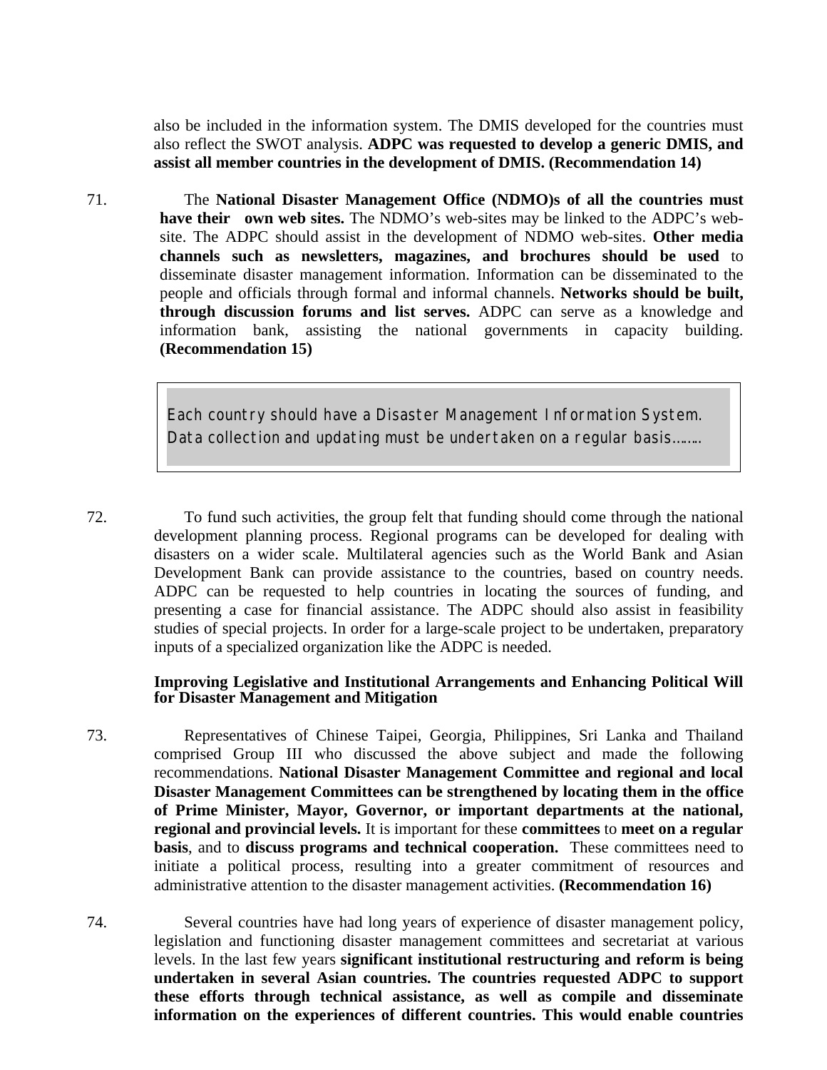also be included in the information system. The DMIS developed for the countries must also reflect the SWOT analysis. **ADPC was requested to develop a generic DMIS, and assist all member countries in the development of DMIS. (Recommendation 14)**

71. The **National Disaster Management Office (NDMO)s of all the countries must have their own web sites.** The NDMO's web-sites may be linked to the ADPC's web-site. The ADPC should assist in the development of NDMO web-sites. **Other media channels such as newsletters, magazines, and brochures should be used** to disseminate disaster management information. Information can be disseminated to the people and officials through formal and informal channels. **Networks should be built, through discussion forums and list serves.** ADPC can serve as a knowledge and information bank, assisting the national governments in capacity building. **(Recommendation 15)**

> Each country should have a Disaster Management Information System. Data collection and updating must be undertaken on a regular basis……..

72. To fund such activities, the group felt that funding should come through the national development planning process. Regional programs can be developed for dealing with disasters on a wider scale. Multilateral agencies such as the World Bank and Asian Development Bank can provide assistance to the countries, based on country needs. ADPC can be requested to help countries in locating the sources of funding, and presenting a case for financial assistance. The ADPC should also assist in feasibility studies of special projects. In order for a large-scale project to be undertaken, preparatory inputs of a specialized organization like the ADPC is needed.

**Improving Legislative and Institutional Arrangements and Enhancing Political Will for Disaster Management and Mitigation**

73. Representatives of Chinese Taipei, Georgia, Philippines, Sri Lanka and Thailand comprised Group III who discussed the above subject and made the following recommendations. **National Disaster Management Committee and regional and local Disaster Management Committees can be strengthened by locating them in the office of Prime Minister, Mayor, Governor, or important departments at the national, regional and provincial levels.** It is important for these **committees** to **meet on a regular basis**, and to **discuss programs and technical cooperation.** These committees need to initiate a political process, resulting into a greater commitment of resources and administrative attention to the disaster management activities. **(Recommendation 16)**

74. Several countries have had long years of experience of disaster management policy, legislation and functioning disaster management committees and secretariat at various levels. In the last few years **significant institutional restructuring and reform is being undertaken in several Asian countries. The countries requested ADPC to support these efforts through technical assistance, as well as compile and disseminate information on the experiences of different countries. This would enable countries**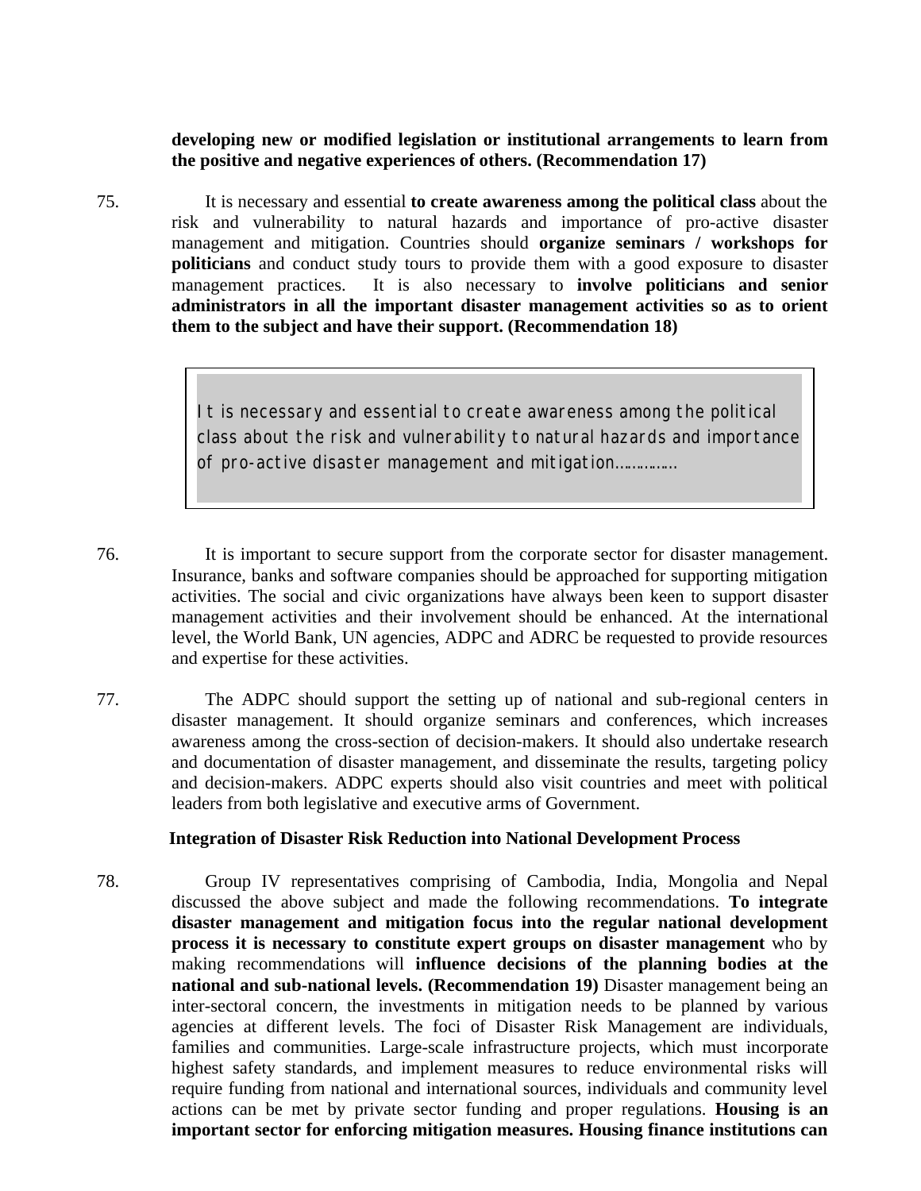**developing new or modified legislation or institutional arrangements to learn from the positive and negative experiences of others. (Recommendation 17)**

75. It is necessary and essential **to create awareness among the political class** about the risk and vulnerability to natural hazards and importance of pro-active disaster management and mitigation. Countries should **organize seminars / workshops for politicians** and conduct study tours to provide them with a good exposure to disaster management practices. It is also necessary to **involve politicians and senior administrators in all the important disaster management activities so as to orient them to the subject and have their support. (Recommendation 18)**

> It is necessary and essential to create awareness among the political class about the risk and vulnerability to natural hazards and importance of pro-active disaster management and mitigation……………

76. It is important to secure support from the corporate sector for disaster management. Insurance, banks and software companies should be approached for supporting mitigation activities. The social and civic organizations have always been keen to support disaster management activities and their involvement should be enhanced. At the international level, the World Bank, UN agencies, ADPC and ADRC be requested to provide resources and expertise for these activities.

77. The ADPC should support the setting up of national and sub-regional centers in disaster management. It should organize seminars and conferences, which increases awareness among the cross-section of decision-makers. It should also undertake research and documentation of disaster management, and disseminate the results, targeting policy and decision-makers. ADPC experts should also visit countries and meet with political leaders from both legislative and executive arms of Government.

**Integration of Disaster Risk Reduction into National Development Process**

78. Group IV representatives comprising of Cambodia, India, Mongolia and Nepal discussed the above subject and made the following recommendations. **To integrate disaster management and mitigation focus into the regular national development process it is necessary to constitute expert groups on disaster management** who by making recommendations will **influence decisions of the planning bodies at the national and sub-national levels. (Recommendation 19)** Disaster management being an inter-sectoral concern, the investments in mitigation needs to be planned by various agencies at different levels. The foci of Disaster Risk Management are individuals, families and communities. Large-scale infrastructure projects, which must incorporate highest safety standards, and implement measures to reduce environmental risks will require funding from national and international sources, individuals and community level actions can be met by private sector funding and proper regulations. **Housing is an important sector for enforcing mitigation measures. Housing finance institutions can**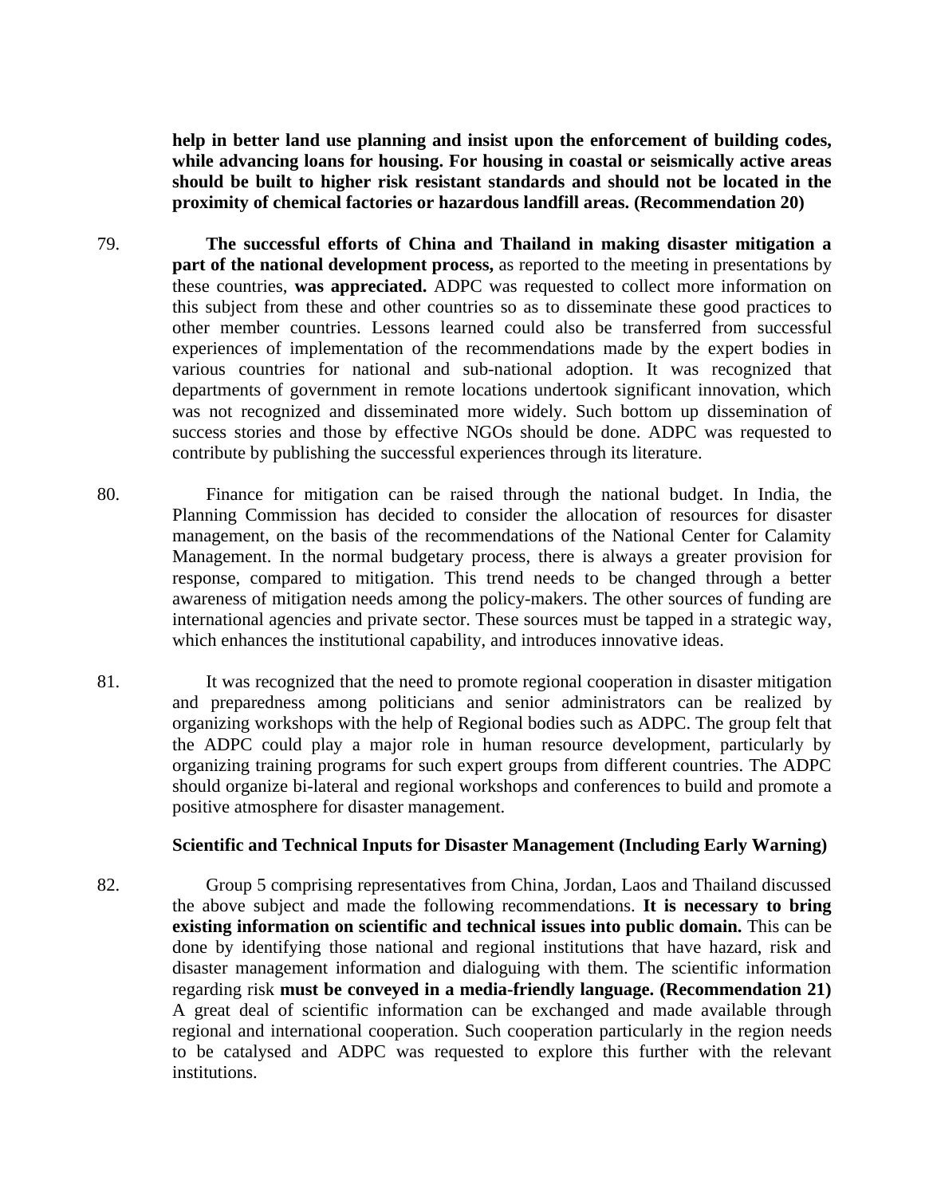**help in better land use planning and insist upon the enforcement of building codes, while advancing loans for housing. For housing in coastal or seismically active areas should be built to higher risk resistant standards and should not be located in the proximity of chemical factories or hazardous landfill areas. (Recommendation 20)**

79. **The successful efforts of China and Thailand in making disaster mitigation a part of the national development process,** as reported to the meeting in presentations by these countries, **was appreciated.** ADPC was requested to collect more information on this subject from these and other countries so as to disseminate these good practices to other member countries. Lessons learned could also be transferred from successful experiences of implementation of the recommendations made by the expert bodies in various countries for national and sub-national adoption. It was recognized that departments of government in remote locations undertook significant innovation, which was not recognized and disseminated more widely. Such bottom up dissemination of success stories and those by effective NGOs should be done. ADPC was requested to contribute by publishing the successful experiences through its literature.

80. Finance for mitigation can be raised through the national budget. In India, the Planning Commission has decided to consider the allocation of resources for disaster management, on the basis of the recommendations of the National Center for Calamity Management. In the normal budgetary process, there is always a greater provision for response, compared to mitigation. This trend needs to be changed through a better awareness of mitigation needs among the policy-makers. The other sources of funding are international agencies and private sector. These sources must be tapped in a strategic way, which enhances the institutional capability, and introduces innovative ideas.

81. It was recognized that the need to promote regional cooperation in disaster mitigation and preparedness among politicians and senior administrators can be realized by organizing workshops with the help of Regional bodies such as ADPC. The group felt that the ADPC could play a major role in human resource development, particularly by organizing training programs for such expert groups from different countries. The ADPC should organize bi-lateral and regional workshops and conferences to build and promote a positive atmosphere for disaster management.

**Scientific and Technical Inputs for Disaster Management (Including Early Warning)**

82. Group 5 comprising representatives from China, Jordan, Laos and Thailand discussed the above subject and made the following recommendations. **It is necessary to bring existing information on scientific and technical issues into public domain.** This can be done by identifying those national and regional institutions that have hazard, risk and disaster management information and dialoguing with them. The scientific information regarding risk **must be conveyed in a media-friendly language. (Recommendation 21)** A great deal of scientific information can be exchanged and made available through regional and international cooperation. Such cooperation particularly in the region needs to be catalysed and ADPC was requested to explore this further with the relevant institutions.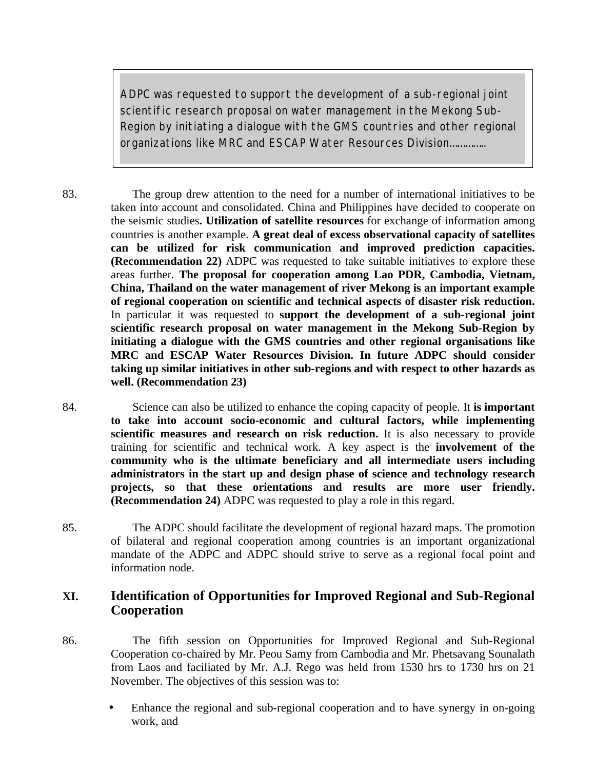> ADPC was requested to support the development of a sub-regional joint scientific research proposal on water management in the Mekong Sub-Region by initiating a dialogue with the GMS countries and other regional organizations like MRC and ESCAP Water Resources Division………….

83. The group drew attention to the need for a number of international initiatives to be taken into account and consolidated. China and Philippines have decided to cooperate on the seismic studies**. Utilization of satellite resources** for exchange of information among countries is another example. **A great deal of excess observational capacity of satellites can be utilized for risk communication and improved prediction capacities. (Recommendation 22)** ADPC was requested to take suitable initiatives to explore these areas further. **The proposal for cooperation among Lao PDR, Cambodia, Vietnam, China, Thailand on the water management of river Mekong is an important example of regional cooperation on scientific and technical aspects of disaster risk reduction.** In particular it was requested to **support the development of a sub-regional joint scientific research proposal on water management in the Mekong Sub-Region by initiating a dialogue with the GMS countries and other regional organisations like MRC and ESCAP Water Resources Division. In future ADPC should consider taking up similar initiatives in other sub-regions and with respect to other hazards as well. (Recommendation 23)**

84. Science can also be utilized to enhance the coping capacity of people. It **is important to take into account socio-economic and cultural factors, while implementing scientific measures and research on risk reduction.** It is also necessary to provide training for scientific and technical work. A key aspect is the **involvement of the community who is the ultimate beneficiary and all intermediate users including administrators in the start up and design phase of science and technology research projects, so that these orientations and results are more user friendly. (Recommendation 24)** ADPC was requested to play a role in this regard.

85. The ADPC should facilitate the development of regional hazard maps. The promotion of bilateral and regional cooperation among countries is an important organizational mandate of the ADPC and ADPC should strive to serve as a regional focal point and information node.

## XI. Identification of Opportunities for Improved Regional and Sub-Regional Cooperation

86. The fifth session on Opportunities for Improved Regional and Sub-Regional Cooperation co-chaired by Mr. Peou Samy from Cambodia and Mr. Phetsavang Sounalath from Laos and faciliated by Mr. A.J. Rego was held from 1530 hrs to 1730 hrs on 21 November. The objectives of this session was to:

- Enhance the regional and sub-regional cooperation and to have synergy in on-going work, and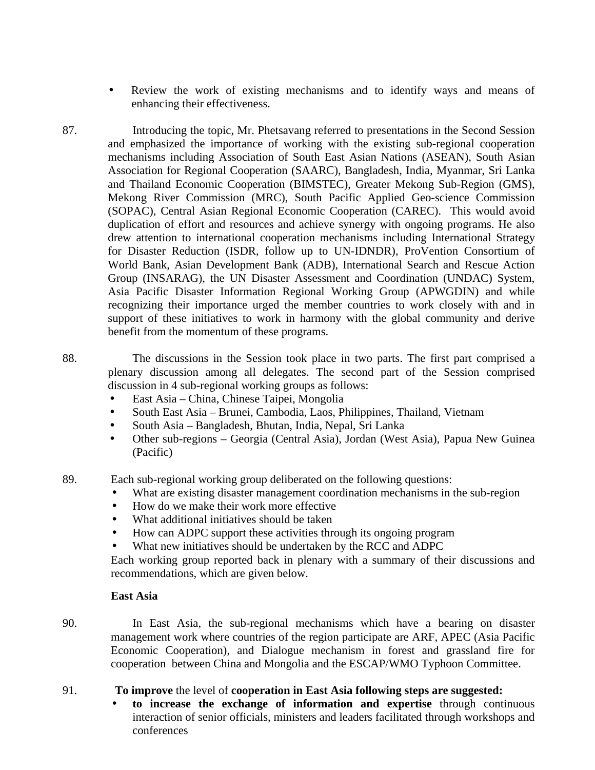- Review the work of existing mechanisms and to identify ways and means of enhancing their effectiveness.

87. Introducing the topic, Mr. Phetsavang referred to presentations in the Second Session and emphasized the importance of working with the existing sub-regional cooperation mechanisms including Association of South East Asian Nations (ASEAN), South Asian Association for Regional Cooperation (SAARC), Bangladesh, India, Myanmar, Sri Lanka and Thailand Economic Cooperation (BIMSTEC), Greater Mekong Sub-Region (GMS), Mekong River Commission (MRC), South Pacific Applied Geo-science Commission (SOPAC), Central Asian Regional Economic Cooperation (CAREC). This would avoid duplication of effort and resources and achieve synergy with ongoing programs. He also drew attention to international cooperation mechanisms including International Strategy for Disaster Reduction (ISDR, follow up to UN-IDNDR), ProVention Consortium of World Bank, Asian Development Bank (ADB), International Search and Rescue Action Group (INSARAG), the UN Disaster Assessment and Coordination (UNDAC) System, Asia Pacific Disaster Information Regional Working Group (APWGDIN) and while recognizing their importance urged the member countries to work closely with and in support of these initiatives to work in harmony with the global community and derive benefit from the momentum of these programs.

88. The discussions in the Session took place in two parts. The first part comprised a plenary discussion among all delegates. The second part of the Session comprised discussion in 4 sub-regional working groups as follows:
- East Asia – China, Chinese Taipei, Mongolia
- South East Asia – Brunei, Cambodia, Laos, Philippines, Thailand, Vietnam
- South Asia – Bangladesh, Bhutan, India, Nepal, Sri Lanka
- Other sub-regions – Georgia (Central Asia), Jordan (West Asia), Papua New Guinea (Pacific)

89. Each sub-regional working group deliberated on the following questions:
- What are existing disaster management coordination mechanisms in the sub-region
- How do we make their work more effective
- What additional initiatives should be taken
- How can ADPC support these activities through its ongoing program
- What new initiatives should be undertaken by the RCC and ADPC

Each working group reported back in plenary with a summary of their discussions and recommendations, which are given below.

**East Asia**

90. In East Asia, the sub-regional mechanisms which have a bearing on disaster management work where countries of the region participate are ARF, APEC (Asia Pacific Economic Cooperation), and Dialogue mechanism in forest and grassland fire for cooperation between China and Mongolia and the ESCAP/WMO Typhoon Committee.

91. **To improve** the level of **cooperation in East Asia following steps are suggested:**
- **to increase the exchange of information and expertise** through continuous interaction of senior officials, ministers and leaders facilitated through workshops and conferences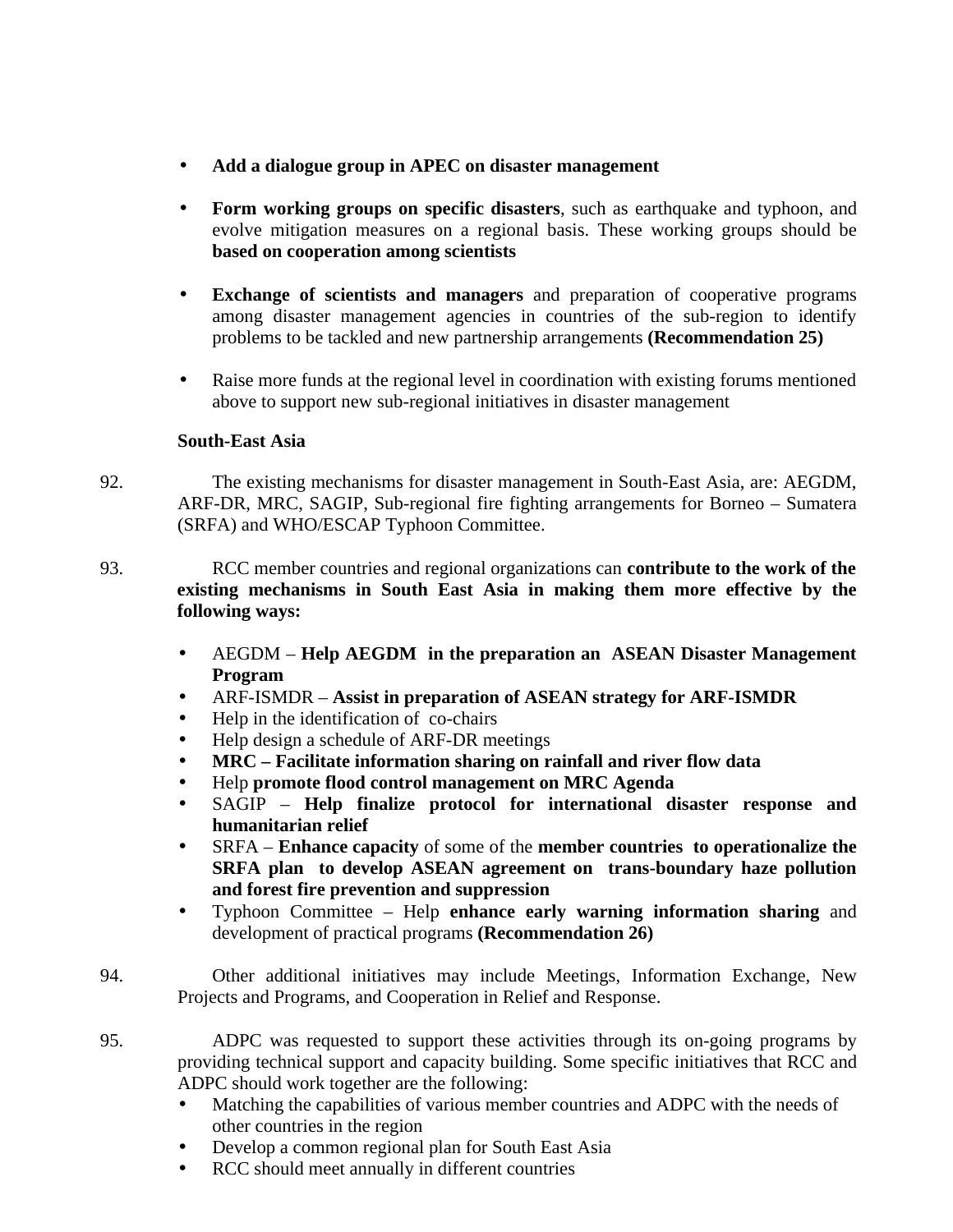- **Add a dialogue group in APEC on disaster management**

- **Form working groups on specific disasters**, such as earthquake and typhoon, and evolve mitigation measures on a regional basis. These working groups should be **based on cooperation among scientists**

- **Exchange of scientists and managers** and preparation of cooperative programs among disaster management agencies in countries of the sub-region to identify problems to be tackled and new partnership arrangements **(Recommendation 25)**

- Raise more funds at the regional level in coordination with existing forums mentioned above to support new sub-regional initiatives in disaster management

**South-East Asia**

92. The existing mechanisms for disaster management in South-East Asia, are: AEGDM, ARF-DR, MRC, SAGIP, Sub-regional fire fighting arrangements for Borneo – Sumatera (SRFA) and WHO/ESCAP Typhoon Committee.

93. RCC member countries and regional organizations can **contribute to the work of the existing mechanisms in South East Asia in making them more effective by the following ways:**

- AEGDM – **Help AEGDM in the preparation an ASEAN Disaster Management Program**
- ARF-ISMDR – **Assist in preparation of ASEAN strategy for ARF-ISMDR**
- Help in the identification of co-chairs
- Help design a schedule of ARF-DR meetings
- **MRC – Facilitate information sharing on rainfall and river flow data**
- Help **promote flood control management on MRC Agenda**
- SAGIP – **Help finalize protocol for international disaster response and humanitarian relief**
- SRFA – **Enhance capacity** of some of the **member countries to operationalize the SRFA plan to develop ASEAN agreement on trans-boundary haze pollution and forest fire prevention and suppression**
- Typhoon Committee – Help **enhance early warning information sharing** and development of practical programs **(Recommendation 26)**

94. Other additional initiatives may include Meetings, Information Exchange, New Projects and Programs, and Cooperation in Relief and Response.

95. ADPC was requested to support these activities through its on-going programs by providing technical support and capacity building. Some specific initiatives that RCC and ADPC should work together are the following:

- Matching the capabilities of various member countries and ADPC with the needs of other countries in the region
- Develop a common regional plan for South East Asia
- RCC should meet annually in different countries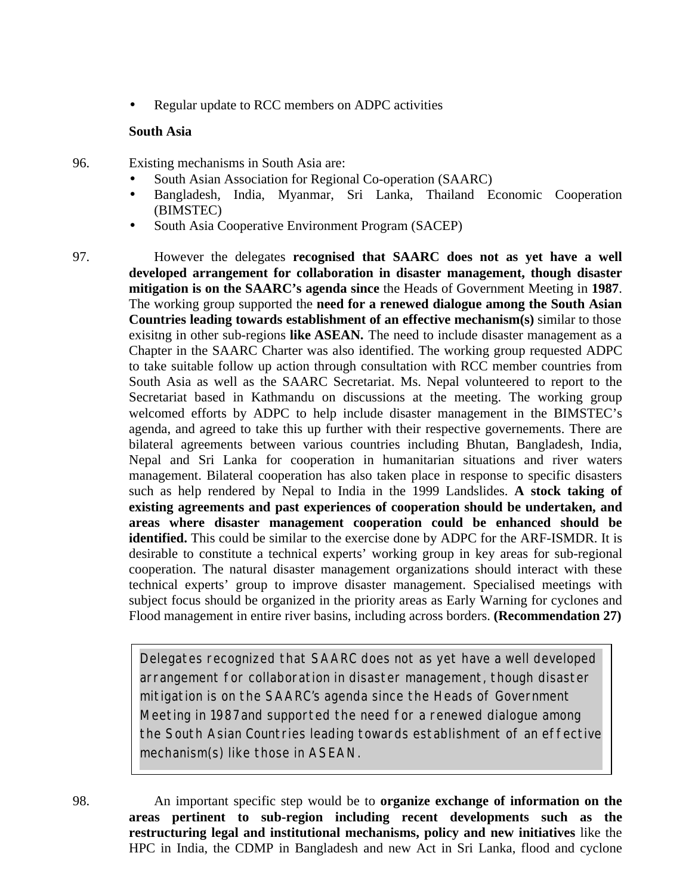- Regular update to RCC members on ADPC activities

**South Asia**

96. Existing mechanisms in South Asia are:
    - South Asian Association for Regional Co-operation (SAARC)
    - Bangladesh, India, Myanmar, Sri Lanka, Thailand Economic Cooperation (BIMSTEC)
    - South Asia Cooperative Environment Program (SACEP)

97. However the delegates **recognised that SAARC does not as yet have a well developed arrangement for collaboration in disaster management, though disaster mitigation is on the SAARC's agenda since** the Heads of Government Meeting in **1987**. The working group supported the **need for a renewed dialogue among the South Asian Countries leading towards establishment of an effective mechanism(s)** similar to those exisitng in other sub-regions **like ASEAN.** The need to include disaster management as a Chapter in the SAARC Charter was also identified. The working group requested ADPC to take suitable follow up action through consultation with RCC member countries from South Asia as well as the SAARC Secretariat. Ms. Nepal volunteered to report to the Secretariat based in Kathmandu on discussions at the meeting. The working group welcomed efforts by ADPC to help include disaster management in the BIMSTEC's agenda, and agreed to take this up further with their respective governements. There are bilateral agreements between various countries including Bhutan, Bangladesh, India, Nepal and Sri Lanka for cooperation in humanitarian situations and river waters management. Bilateral cooperation has also taken place in response to specific disasters such as help rendered by Nepal to India in the 1999 Landslides. **A stock taking of existing agreements and past experiences of cooperation should be undertaken, and areas where disaster management cooperation could be enhanced should be identified.** This could be similar to the exercise done by ADPC for the ARF-ISMDR. It is desirable to constitute a technical experts' working group in key areas for sub-regional cooperation. The natural disaster management organizations should interact with these technical experts' group to improve disaster management. Specialised meetings with subject focus should be organized in the priority areas as Early Warning for cyclones and Flood management in entire river basins, including across borders. **(Recommendation 27)**

> Delegates recognized that SAARC does not as yet have a well developed arrangement for collaboration in disaster management, though disaster mitigation is on the SAARC's agenda since the Heads of Government Meeting in 1987 and supported the need for a renewed dialogue among the South Asian Countries leading towards establishment of an effective mechanism(s) like those in ASEAN.

98. An important specific step would be to **organize exchange of information on the areas pertinent to sub-region including recent developments such as the restructuring legal and institutional mechanisms, policy and new initiatives** like the HPC in India, the CDMP in Bangladesh and new Act in Sri Lanka, flood and cyclone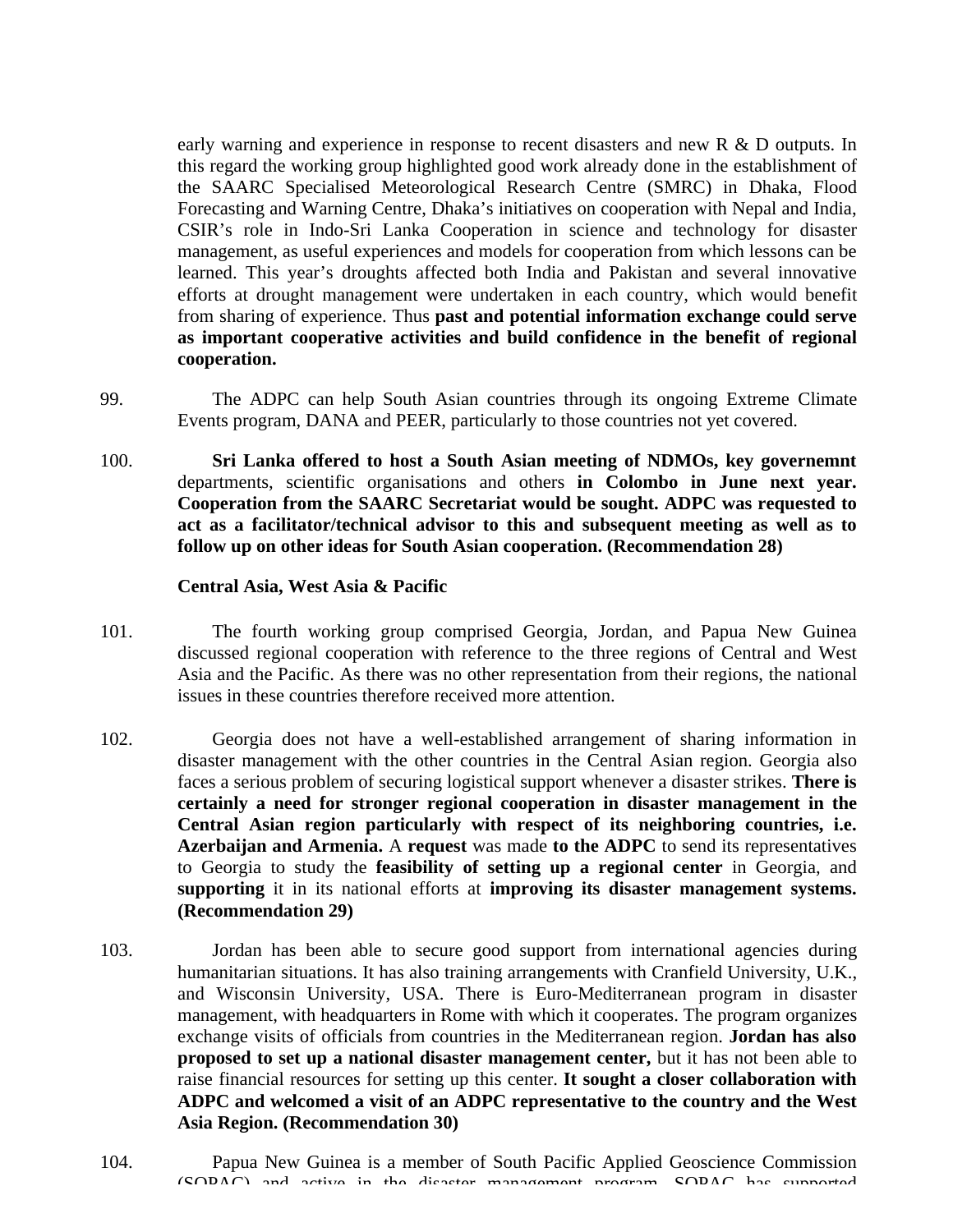early warning and experience in response to recent disasters and new R & D outputs. In this regard the working group highlighted good work already done in the establishment of the SAARC Specialised Meteorological Research Centre (SMRC) in Dhaka, Flood Forecasting and Warning Centre, Dhaka's initiatives on cooperation with Nepal and India, CSIR's role in Indo-Sri Lanka Cooperation in science and technology for disaster management, as useful experiences and models for cooperation from which lessons can be learned. This year's droughts affected both India and Pakistan and several innovative efforts at drought management were undertaken in each country, which would benefit from sharing of experience. Thus **past and potential information exchange could serve as important cooperative activities and build confidence in the benefit of regional cooperation.**

99. The ADPC can help South Asian countries through its ongoing Extreme Climate Events program, DANA and PEER, particularly to those countries not yet covered.

100. **Sri Lanka offered to host a South Asian meeting of NDMOs, key governemnt** departments, scientific organisations and others **in Colombo in June next year. Cooperation from the SAARC Secretariat would be sought. ADPC was requested to act as a facilitator/technical advisor to this and subsequent meeting as well as to follow up on other ideas for South Asian cooperation. (Recommendation 28)**

**Central Asia, West Asia & Pacific**

101. The fourth working group comprised Georgia, Jordan, and Papua New Guinea discussed regional cooperation with reference to the three regions of Central and West Asia and the Pacific. As there was no other representation from their regions, the national issues in these countries therefore received more attention.

102. Georgia does not have a well-established arrangement of sharing information in disaster management with the other countries in the Central Asian region. Georgia also faces a serious problem of securing logistical support whenever a disaster strikes. **There is certainly a need for stronger regional cooperation in disaster management in the Central Asian region particularly with respect of its neighboring countries, i.e. Azerbaijan and Armenia.** A **request** was made **to the ADPC** to send its representatives to Georgia to study the **feasibility of setting up a regional center** in Georgia, and **supporting** it in its national efforts at **improving its disaster management systems. (Recommendation 29)**

103. Jordan has been able to secure good support from international agencies during humanitarian situations. It has also training arrangements with Cranfield University, U.K., and Wisconsin University, USA. There is Euro-Mediterranean program in disaster management, with headquarters in Rome with which it cooperates. The program organizes exchange visits of officials from countries in the Mediterranean region. **Jordan has also proposed to set up a national disaster management center,** but it has not been able to raise financial resources for setting up this center. **It sought a closer collaboration with ADPC and welcomed a visit of an ADPC representative to the country and the West Asia Region. (Recommendation 30)**

104. Papua New Guinea is a member of South Pacific Applied Geoscience Commission (SOPAC) and active in the disaster management program. SOPAC has supported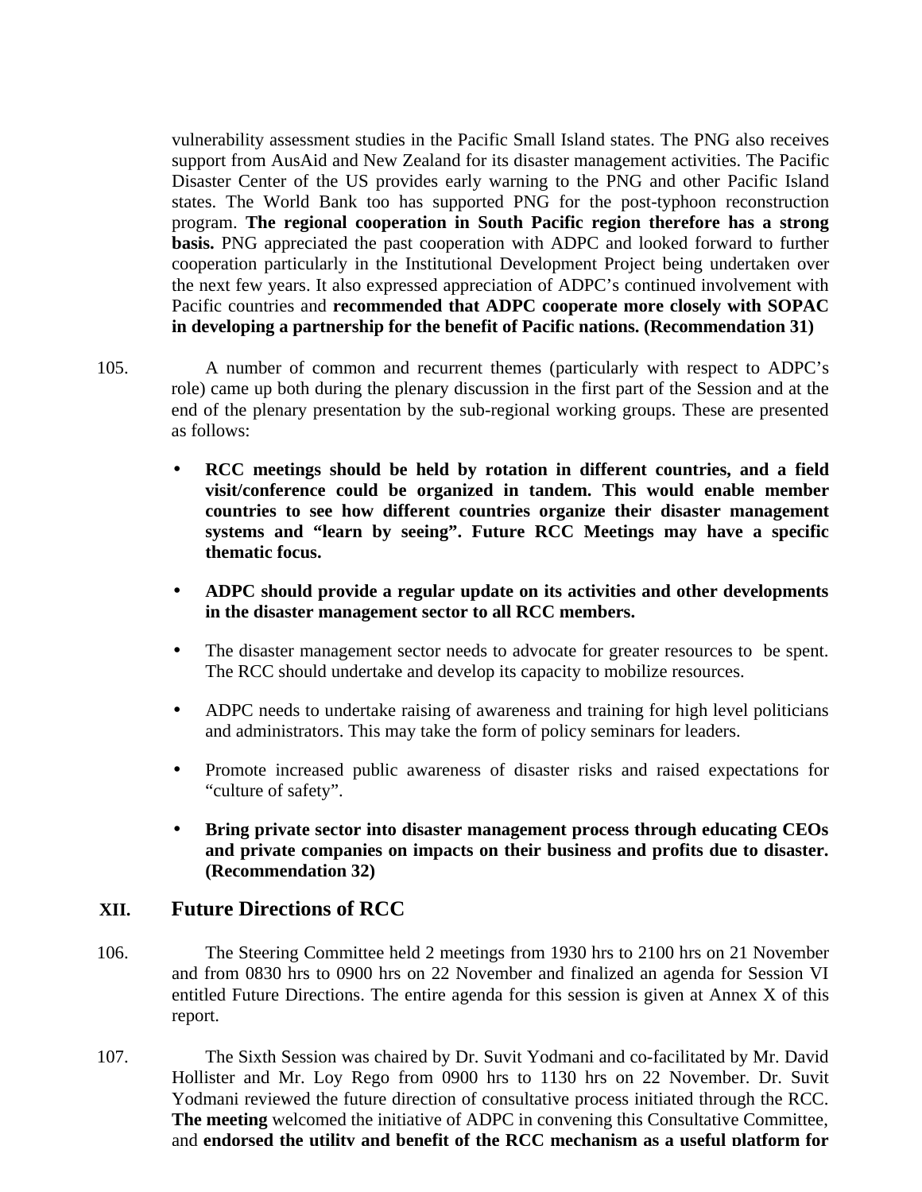vulnerability assessment studies in the Pacific Small Island states. The PNG also receives support from AusAid and New Zealand for its disaster management activities. The Pacific Disaster Center of the US provides early warning to the PNG and other Pacific Island states. The World Bank too has supported PNG for the post-typhoon reconstruction program. **The regional cooperation in South Pacific region therefore has a strong basis.** PNG appreciated the past cooperation with ADPC and looked forward to further cooperation particularly in the Institutional Development Project being undertaken over the next few years. It also expressed appreciation of ADPC's continued involvement with Pacific countries and **recommended that ADPC cooperate more closely with SOPAC in developing a partnership for the benefit of Pacific nations. (Recommendation 31)**

105. A number of common and recurrent themes (particularly with respect to ADPC's role) came up both during the plenary discussion in the first part of the Session and at the end of the plenary presentation by the sub-regional working groups. These are presented as follows:

- **RCC meetings should be held by rotation in different countries, and a field visit/conference could be organized in tandem. This would enable member countries to see how different countries organize their disaster management systems and "learn by seeing". Future RCC Meetings may have a specific thematic focus.**
- **ADPC should provide a regular update on its activities and other developments in the disaster management sector to all RCC members.**
- The disaster management sector needs to advocate for greater resources to be spent. The RCC should undertake and develop its capacity to mobilize resources.
- ADPC needs to undertake raising of awareness and training for high level politicians and administrators. This may take the form of policy seminars for leaders.
- Promote increased public awareness of disaster risks and raised expectations for "culture of safety".
- **Bring private sector into disaster management process through educating CEOs and private companies on impacts on their business and profits due to disaster. (Recommendation 32)**

## XII. Future Directions of RCC

106. The Steering Committee held 2 meetings from 1930 hrs to 2100 hrs on 21 November and from 0830 hrs to 0900 hrs on 22 November and finalized an agenda for Session VI entitled Future Directions. The entire agenda for this session is given at Annex X of this report.

107. The Sixth Session was chaired by Dr. Suvit Yodmani and co-facilitated by Mr. David Hollister and Mr. Loy Rego from 0900 hrs to 1130 hrs on 22 November. Dr. Suvit Yodmani reviewed the future direction of consultative process initiated through the RCC. **The meeting** welcomed the initiative of ADPC in convening this Consultative Committee, and **endorsed the utility and benefit of the RCC mechanism as a useful platform for**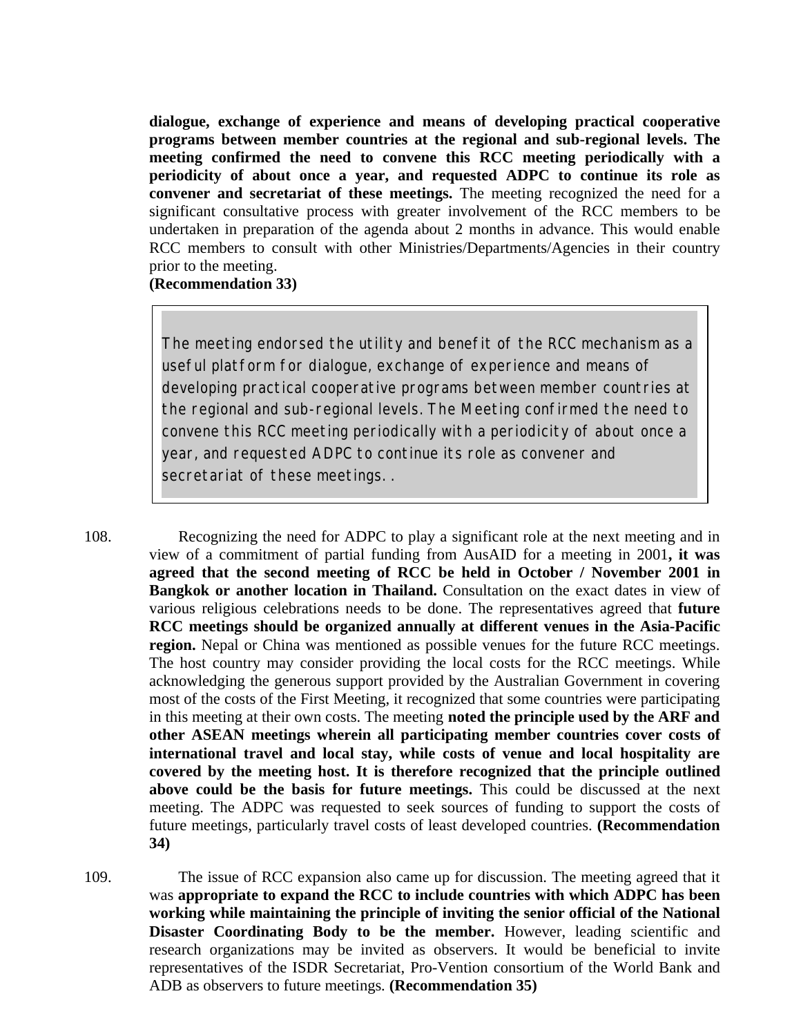**dialogue, exchange of experience and means of developing practical cooperative programs between member countries at the regional and sub-regional levels. The meeting confirmed the need to convene this RCC meeting periodically with a periodicity of about once a year, and requested ADPC to continue its role as convener and secretariat of these meetings.** The meeting recognized the need for a significant consultative process with greater involvement of the RCC members to be undertaken in preparation of the agenda about 2 months in advance. This would enable RCC members to consult with other Ministries/Departments/Agencies in their country prior to the meeting.
**(Recommendation 33)**

> The meeting endorsed the utility and benefit of the RCC mechanism as a useful platform for dialogue, exchange of experience and means of developing practical cooperative programs between member countries at the regional and sub-regional levels. The Meeting confirmed the need to convene this RCC meeting periodically with a periodicity of about once a year, and requested ADPC to continue its role as convener and secretariat of these meetings..

108. Recognizing the need for ADPC to play a significant role at the next meeting and in view of a commitment of partial funding from AusAID for a meeting in 2001**, it was agreed that the second meeting of RCC be held in October / November 2001 in Bangkok or another location in Thailand.** Consultation on the exact dates in view of various religious celebrations needs to be done. The representatives agreed that **future RCC meetings should be organized annually at different venues in the Asia-Pacific region.** Nepal or China was mentioned as possible venues for the future RCC meetings. The host country may consider providing the local costs for the RCC meetings. While acknowledging the generous support provided by the Australian Government in covering most of the costs of the First Meeting, it recognized that some countries were participating in this meeting at their own costs. The meeting **noted the principle used by the ARF and other ASEAN meetings wherein all participating member countries cover costs of international travel and local stay, while costs of venue and local hospitality are covered by the meeting host. It is therefore recognized that the principle outlined above could be the basis for future meetings.** This could be discussed at the next meeting. The ADPC was requested to seek sources of funding to support the costs of future meetings, particularly travel costs of least developed countries. **(Recommendation 34)**

109. The issue of RCC expansion also came up for discussion. The meeting agreed that it was **appropriate to expand the RCC to include countries with which ADPC has been working while maintaining the principle of inviting the senior official of the National Disaster Coordinating Body to be the member.** However, leading scientific and research organizations may be invited as observers. It would be beneficial to invite representatives of the ISDR Secretariat, Pro-Vention consortium of the World Bank and ADB as observers to future meetings. **(Recommendation 35)**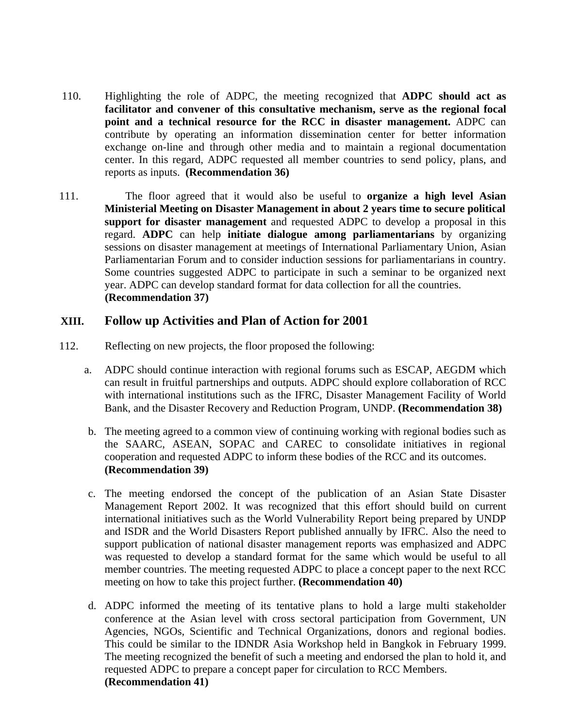110. Highlighting the role of ADPC, the meeting recognized that **ADPC should act as facilitator and convener of this consultative mechanism, serve as the regional focal point and a technical resource for the RCC in disaster management.** ADPC can contribute by operating an information dissemination center for better information exchange on-line and through other media and to maintain a regional documentation center. In this regard, ADPC requested all member countries to send policy, plans, and reports as inputs. **(Recommendation 36)**

111. The floor agreed that it would also be useful to **organize a high level Asian Ministerial Meeting on Disaster Management in about 2 years time to secure political support for disaster management** and requested ADPC to develop a proposal in this regard. **ADPC** can help **initiate dialogue among parliamentarians** by organizing sessions on disaster management at meetings of International Parliamentary Union, Asian Parliamentarian Forum and to consider induction sessions for parliamentarians in country. Some countries suggested ADPC to participate in such a seminar to be organized next year. ADPC can develop standard format for data collection for all the countries. **(Recommendation 37)**

## XIII. Follow up Activities and Plan of Action for 2001

112. Reflecting on new projects, the floor proposed the following:

a. ADPC should continue interaction with regional forums such as ESCAP, AEGDM which can result in fruitful partnerships and outputs. ADPC should explore collaboration of RCC with international institutions such as the IFRC, Disaster Management Facility of World Bank, and the Disaster Recovery and Reduction Program, UNDP. **(Recommendation 38)**

b. The meeting agreed to a common view of continuing working with regional bodies such as the SAARC, ASEAN, SOPAC and CAREC to consolidate initiatives in regional cooperation and requested ADPC to inform these bodies of the RCC and its outcomes. **(Recommendation 39)**

c. The meeting endorsed the concept of the publication of an Asian State Disaster Management Report 2002. It was recognized that this effort should build on current international initiatives such as the World Vulnerability Report being prepared by UNDP and ISDR and the World Disasters Report published annually by IFRC. Also the need to support publication of national disaster management reports was emphasized and ADPC was requested to develop a standard format for the same which would be useful to all member countries. The meeting requested ADPC to place a concept paper to the next RCC meeting on how to take this project further. **(Recommendation 40)**

d. ADPC informed the meeting of its tentative plans to hold a large multi stakeholder conference at the Asian level with cross sectoral participation from Government, UN Agencies, NGOs, Scientific and Technical Organizations, donors and regional bodies. This could be similar to the IDNDR Asia Workshop held in Bangkok in February 1999. The meeting recognized the benefit of such a meeting and endorsed the plan to hold it, and requested ADPC to prepare a concept paper for circulation to RCC Members. **(Recommendation 41)**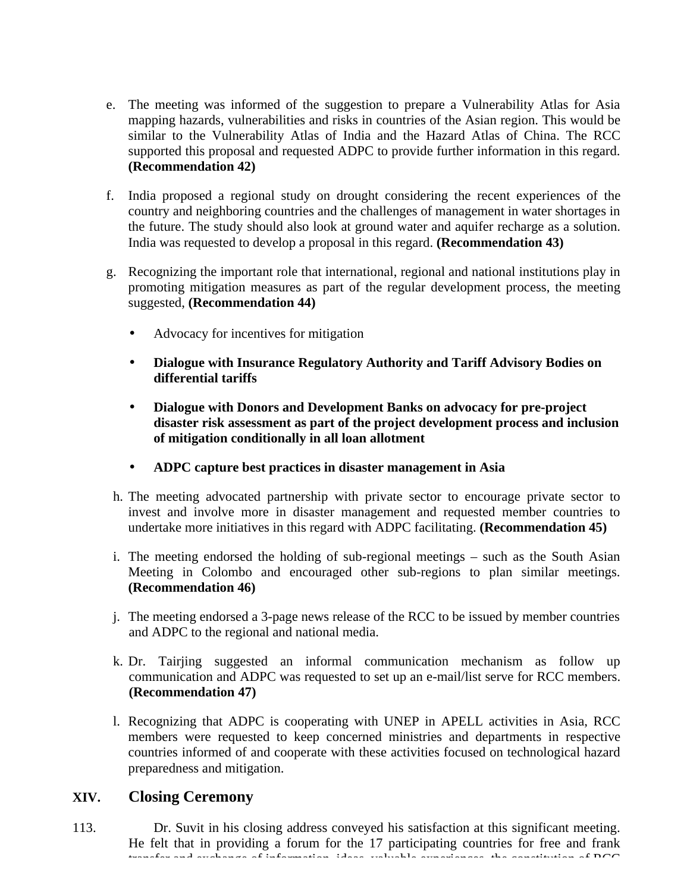e. The meeting was informed of the suggestion to prepare a Vulnerability Atlas for Asia mapping hazards, vulnerabilities and risks in countries of the Asian region. This would be similar to the Vulnerability Atlas of India and the Hazard Atlas of China. The RCC supported this proposal and requested ADPC to provide further information in this regard. **(Recommendation 42)**

f. India proposed a regional study on drought considering the recent experiences of the country and neighboring countries and the challenges of management in water shortages in the future. The study should also look at ground water and aquifer recharge as a solution. India was requested to develop a proposal in this regard. **(Recommendation 43)**

g. Recognizing the important role that international, regional and national institutions play in promoting mitigation measures as part of the regular development process, the meeting suggested, **(Recommendation 44)**

- Advocacy for incentives for mitigation
- **Dialogue with Insurance Regulatory Authority and Tariff Advisory Bodies on differential tariffs**
- **Dialogue with Donors and Development Banks on advocacy for pre-project disaster risk assessment as part of the project development process and inclusion of mitigation conditionally in all loan allotment**
- **ADPC capture best practices in disaster management in Asia**

h. The meeting advocated partnership with private sector to encourage private sector to invest and involve more in disaster management and requested member countries to undertake more initiatives in this regard with ADPC facilitating. **(Recommendation 45)**

i. The meeting endorsed the holding of sub-regional meetings – such as the South Asian Meeting in Colombo and encouraged other sub-regions to plan similar meetings. **(Recommendation 46)**

j. The meeting endorsed a 3-page news release of the RCC to be issued by member countries and ADPC to the regional and national media.

k. Dr. Tairjing suggested an informal communication mechanism as follow up communication and ADPC was requested to set up an e-mail/list serve for RCC members. **(Recommendation 47)**

l. Recognizing that ADPC is cooperating with UNEP in APELL activities in Asia, RCC members were requested to keep concerned ministries and departments in respective countries informed of and cooperate with these activities focused on technological hazard preparedness and mitigation.

## XIV. Closing Ceremony

113. Dr. Suvit in his closing address conveyed his satisfaction at this significant meeting. He felt that in providing a forum for the 17 participating countries for free and frank transfer and exchange of information, ideas, valuable experiences, the constitution of RCC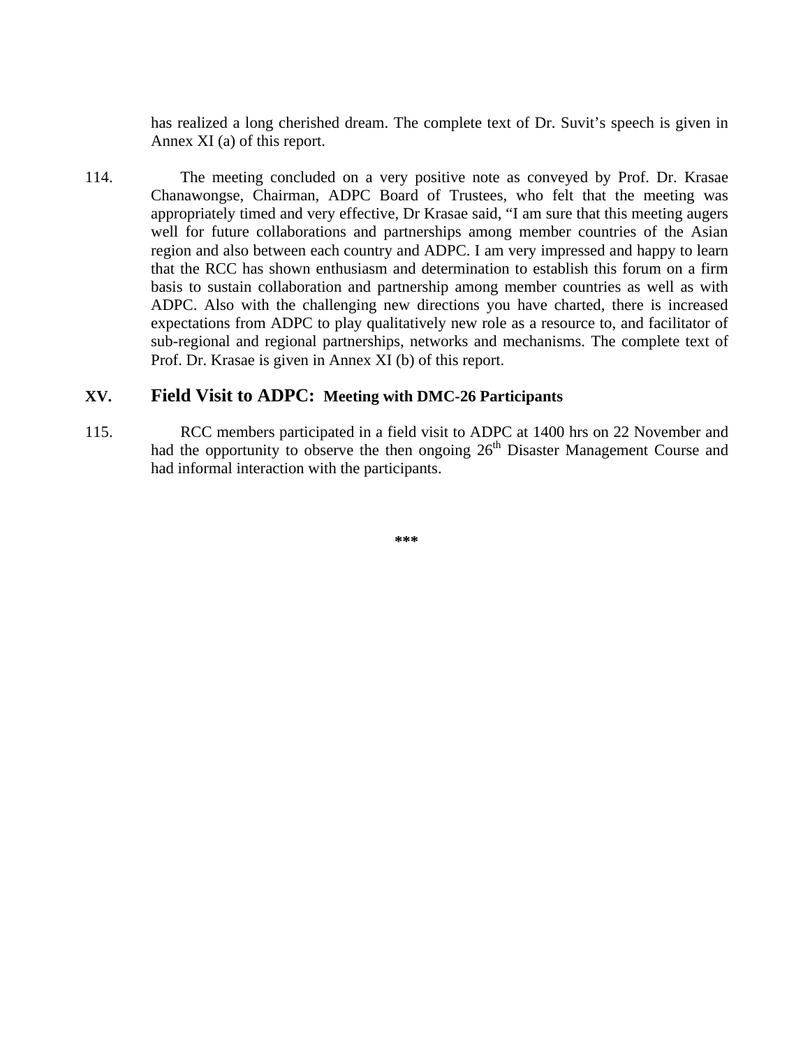has realized a long cherished dream. The complete text of Dr. Suvit's speech is given in Annex XI (a) of this report.

114. The meeting concluded on a very positive note as conveyed by Prof. Dr. Krasae Chanawongse, Chairman, ADPC Board of Trustees, who felt that the meeting was appropriately timed and very effective, Dr Krasae said, "I am sure that this meeting augers well for future collaborations and partnerships among member countries of the Asian region and also between each country and ADPC. I am very impressed and happy to learn that the RCC has shown enthusiasm and determination to establish this forum on a firm basis to sustain collaboration and partnership among member countries as well as with ADPC. Also with the challenging new directions you have charted, there is increased expectations from ADPC to play qualitatively new role as a resource to, and facilitator of sub-regional and regional partnerships, networks and mechanisms. The complete text of Prof. Dr. Krasae is given in Annex XI (b) of this report.

## XV. Field Visit to ADPC: Meeting with DMC-26 Participants

115. RCC members participated in a field visit to ADPC at 1400 hrs on 22 November and had the opportunity to observe the then ongoing 26th Disaster Management Course and had informal interaction with the participants.

***